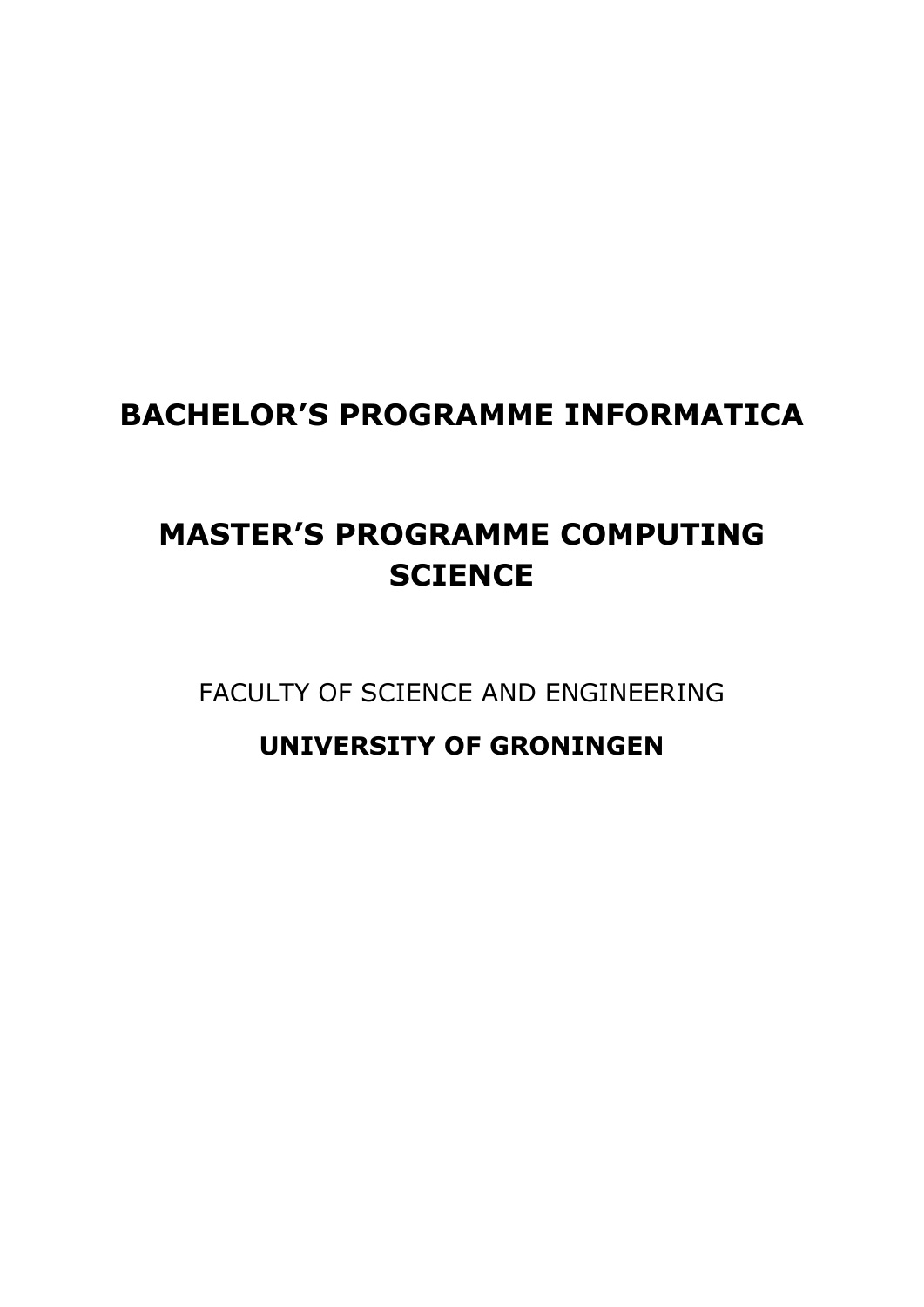# BACHELOR’S PROGRAMME INFORMATICA

# MASTER’S PROGRAMME COMPUTING SCIENCE

FACULTY OF SCIENCE AND ENGINEERING

**UNIVERSITY OF GRONINGEN**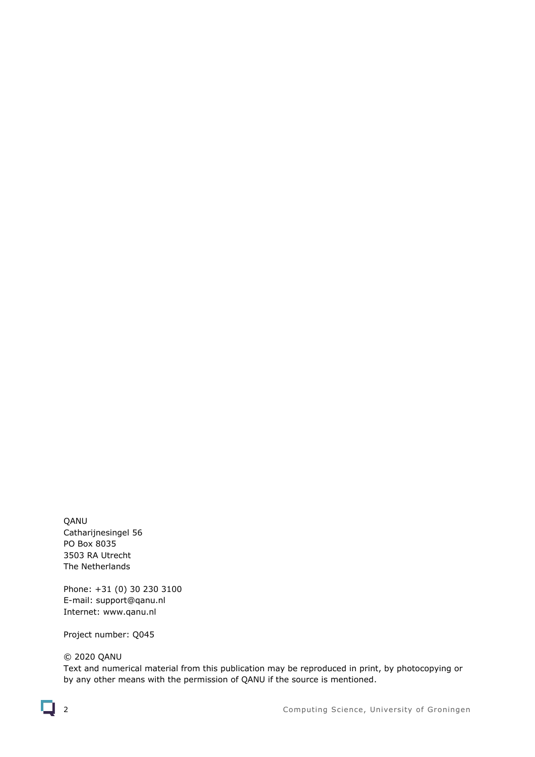QANU
Catharijnesingel 56
PO Box 8035
3503 RA Utrecht
The Netherlands

Phone: +31 (0) 30 230 3100
E-mail: support@qanu.nl
Internet: www.qanu.nl

Project number: Q045

© 2020 QANU
Text and numerical material from this publication may be reproduced in print, by photocopying or by any other means with the permission of QANU if the source is mentioned.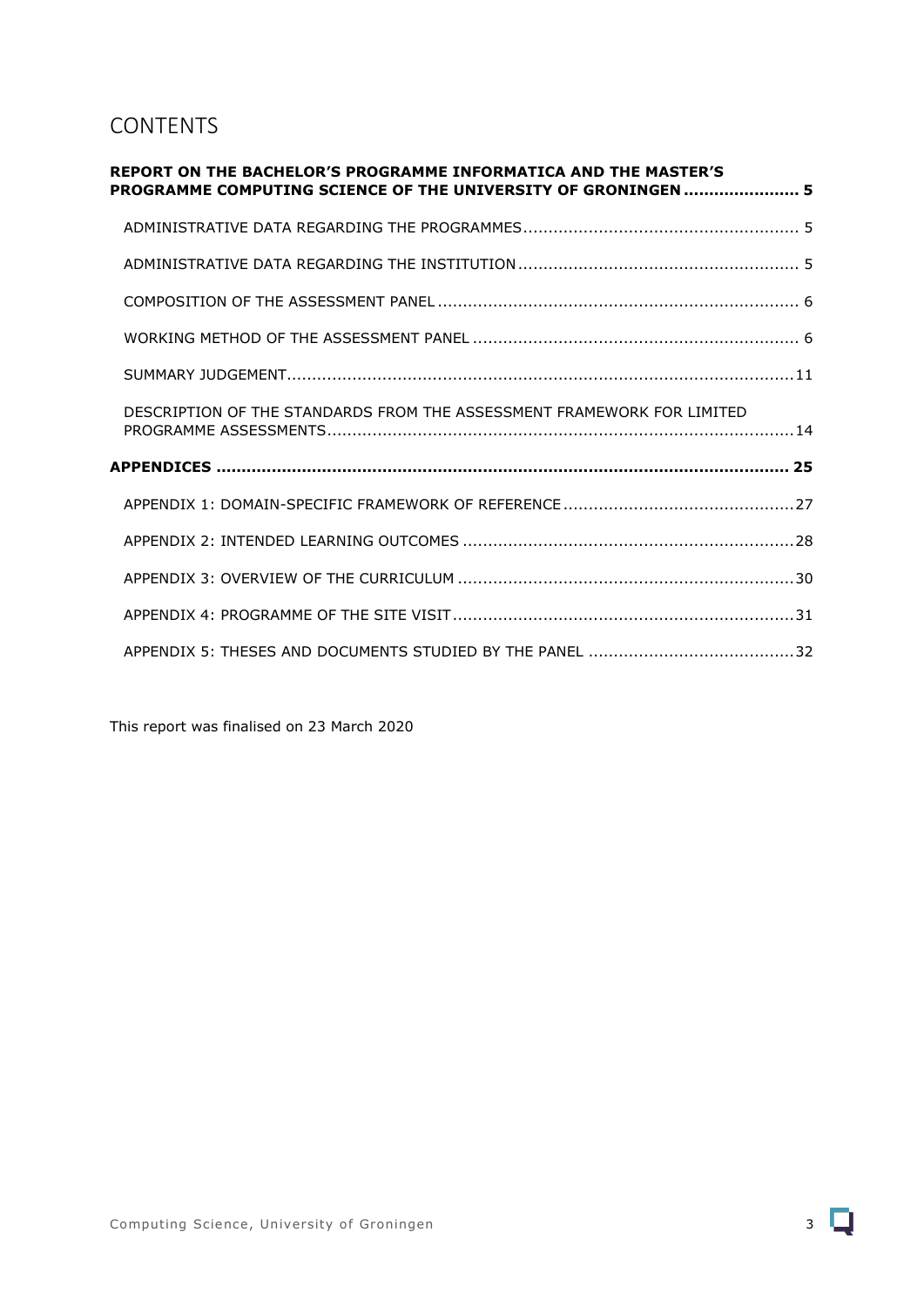# CONTENTS

**REPORT ON THE BACHELOR'S PROGRAMME INFORMATICA AND THE MASTER'S PROGRAMME COMPUTING SCIENCE OF THE UNIVERSITY OF GRONINGEN ...................... 5**

- ADMINISTRATIVE DATA REGARDING THE PROGRAMMES ...................................................... 5
- ADMINISTRATIVE DATA REGARDING THE INSTITUTION ....................................................... 5
- COMPOSITION OF THE ASSESSMENT PANEL ....................................................................... 6
- WORKING METHOD OF THE ASSESSMENT PANEL ................................................................ 6
- SUMMARY JUDGEMENT.................................................................................................... 11
- DESCRIPTION OF THE STANDARDS FROM THE ASSESSMENT FRAMEWORK FOR LIMITED PROGRAMME ASSESSMENTS............................................................................................ 14

**APPENDICES ................................................................................................................ 25**

- APPENDIX 1: DOMAIN-SPECIFIC FRAMEWORK OF REFERENCE ............................................. 27
- APPENDIX 2: INTENDED LEARNING OUTCOMES ................................................................. 28
- APPENDIX 3: OVERVIEW OF THE CURRICULUM .................................................................. 30
- APPENDIX 4: PROGRAMME OF THE SITE VISIT ................................................................... 31
- APPENDIX 5: THESES AND DOCUMENTS STUDIED BY THE PANEL ........................................ 32

This report was finalised on 23 March 2020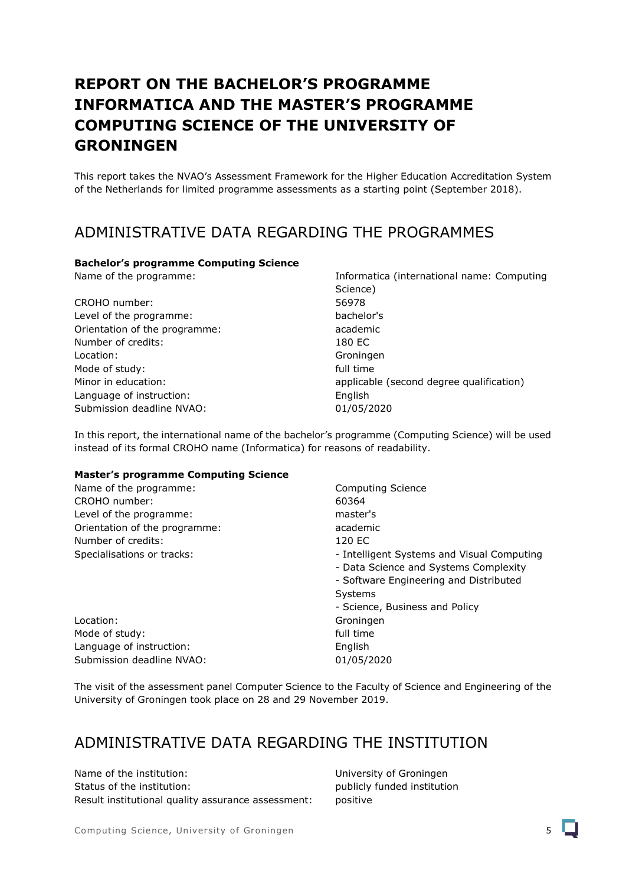# REPORT ON THE BACHELOR'S PROGRAMME INFORMATICA AND THE MASTER'S PROGRAMME COMPUTING SCIENCE OF THE UNIVERSITY OF GRONINGEN

This report takes the NVAO's Assessment Framework for the Higher Education Accreditation System of the Netherlands for limited programme assessments as a starting point (September 2018).

## ADMINISTRATIVE DATA REGARDING THE PROGRAMMES

**Bachelor's programme Computing Science**

| | |
|---|---|
| Name of the programme: | Informatica (international name: Computing Science) |
| CROHO number: | 56978 |
| Level of the programme: | bachelor's |
| Orientation of the programme: | academic |
| Number of credits: | 180 EC |
| Location: | Groningen |
| Mode of study: | full time |
| Minor in education: | applicable (second degree qualification) |
| Language of instruction: | English |
| Submission deadline NVAO: | 01/05/2020 |

In this report, the international name of the bachelor's programme (Computing Science) will be used instead of its formal CROHO name (Informatica) for reasons of readability.

**Master's programme Computing Science**

| | |
|---|---|
| Name of the programme: | Computing Science |
| CROHO number: | 60364 |
| Level of the programme: | master's |
| Orientation of the programme: | academic |
| Number of credits: | 120 EC |
| Specialisations or tracks: | - Intelligent Systems and Visual Computing<br>- Data Science and Systems Complexity<br>- Software Engineering and Distributed Systems<br>- Science, Business and Policy |
| Location: | Groningen |
| Mode of study: | full time |
| Language of instruction: | English |
| Submission deadline NVAO: | 01/05/2020 |

The visit of the assessment panel Computer Science to the Faculty of Science and Engineering of the University of Groningen took place on 28 and 29 November 2019.

## ADMINISTRATIVE DATA REGARDING THE INSTITUTION

| | |
|---|---|
| Name of the institution: | University of Groningen |
| Status of the institution: | publicly funded institution |
| Result institutional quality assurance assessment: | positive |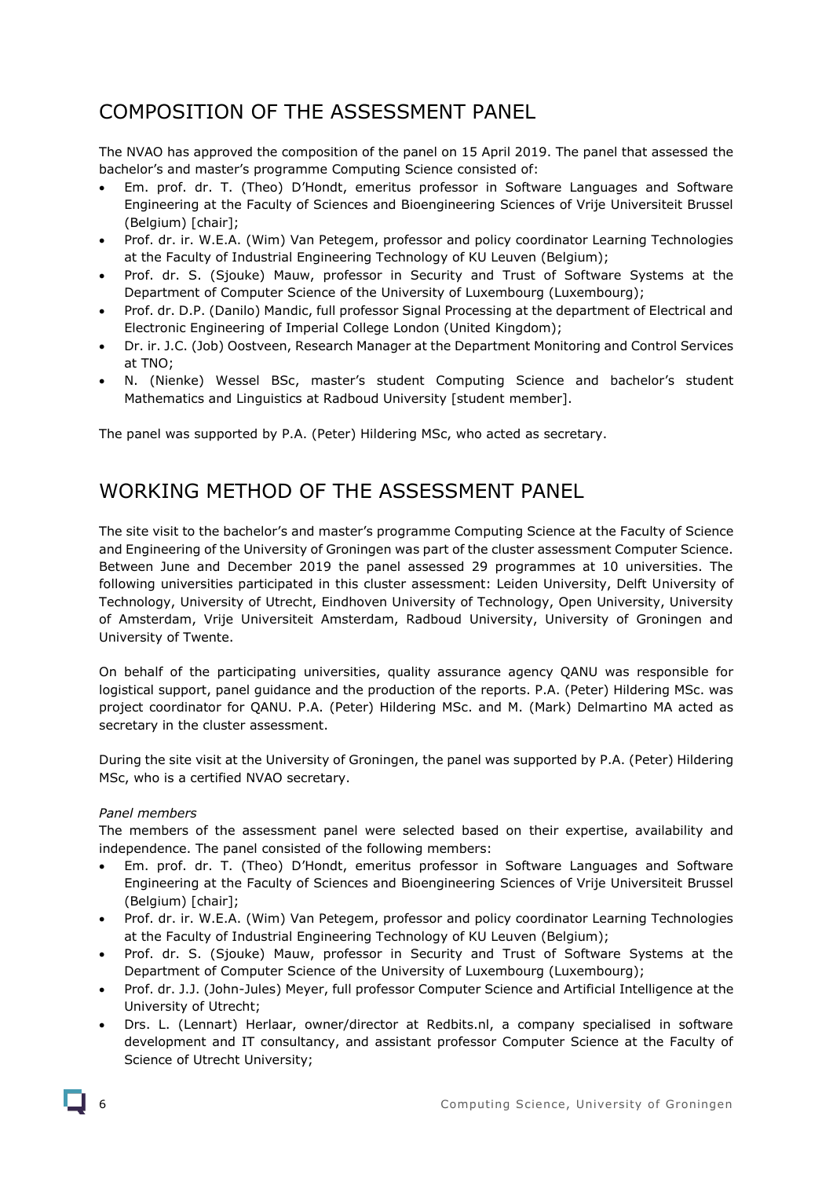# COMPOSITION OF THE ASSESSMENT PANEL

The NVAO has approved the composition of the panel on 15 April 2019. The panel that assessed the bachelor's and master's programme Computing Science consisted of:

- Em. prof. dr. T. (Theo) D'Hondt, emeritus professor in Software Languages and Software Engineering at the Faculty of Sciences and Bioengineering Sciences of Vrije Universiteit Brussel (Belgium) [chair];
- Prof. dr. ir. W.E.A. (Wim) Van Petegem, professor and policy coordinator Learning Technologies at the Faculty of Industrial Engineering Technology of KU Leuven (Belgium);
- Prof. dr. S. (Sjouke) Mauw, professor in Security and Trust of Software Systems at the Department of Computer Science of the University of Luxembourg (Luxembourg);
- Prof. dr. D.P. (Danilo) Mandic, full professor Signal Processing at the department of Electrical and Electronic Engineering of Imperial College London (United Kingdom);
- Dr. ir. J.C. (Job) Oostveen, Research Manager at the Department Monitoring and Control Services at TNO;
- N. (Nienke) Wessel BSc, master's student Computing Science and bachelor's student Mathematics and Linguistics at Radboud University [student member].

The panel was supported by P.A. (Peter) Hildering MSc, who acted as secretary.

# WORKING METHOD OF THE ASSESSMENT PANEL

The site visit to the bachelor's and master's programme Computing Science at the Faculty of Science and Engineering of the University of Groningen was part of the cluster assessment Computer Science. Between June and December 2019 the panel assessed 29 programmes at 10 universities. The following universities participated in this cluster assessment: Leiden University, Delft University of Technology, University of Utrecht, Eindhoven University of Technology, Open University, University of Amsterdam, Vrije Universiteit Amsterdam, Radboud University, University of Groningen and University of Twente.

On behalf of the participating universities, quality assurance agency QANU was responsible for logistical support, panel guidance and the production of the reports. P.A. (Peter) Hildering MSc. was project coordinator for QANU. P.A. (Peter) Hildering MSc. and M. (Mark) Delmartino MA acted as secretary in the cluster assessment.

During the site visit at the University of Groningen, the panel was supported by P.A. (Peter) Hildering MSc, who is a certified NVAO secretary.

*Panel members*

The members of the assessment panel were selected based on their expertise, availability and independence. The panel consisted of the following members:

- Em. prof. dr. T. (Theo) D'Hondt, emeritus professor in Software Languages and Software Engineering at the Faculty of Sciences and Bioengineering Sciences of Vrije Universiteit Brussel (Belgium) [chair];
- Prof. dr. ir. W.E.A. (Wim) Van Petegem, professor and policy coordinator Learning Technologies at the Faculty of Industrial Engineering Technology of KU Leuven (Belgium);
- Prof. dr. S. (Sjouke) Mauw, professor in Security and Trust of Software Systems at the Department of Computer Science of the University of Luxembourg (Luxembourg);
- Prof. dr. J.J. (John-Jules) Meyer, full professor Computer Science and Artificial Intelligence at the University of Utrecht;
- Drs. L. (Lennart) Herlaar, owner/director at Redbits.nl, a company specialised in software development and IT consultancy, and assistant professor Computer Science at the Faculty of Science of Utrecht University;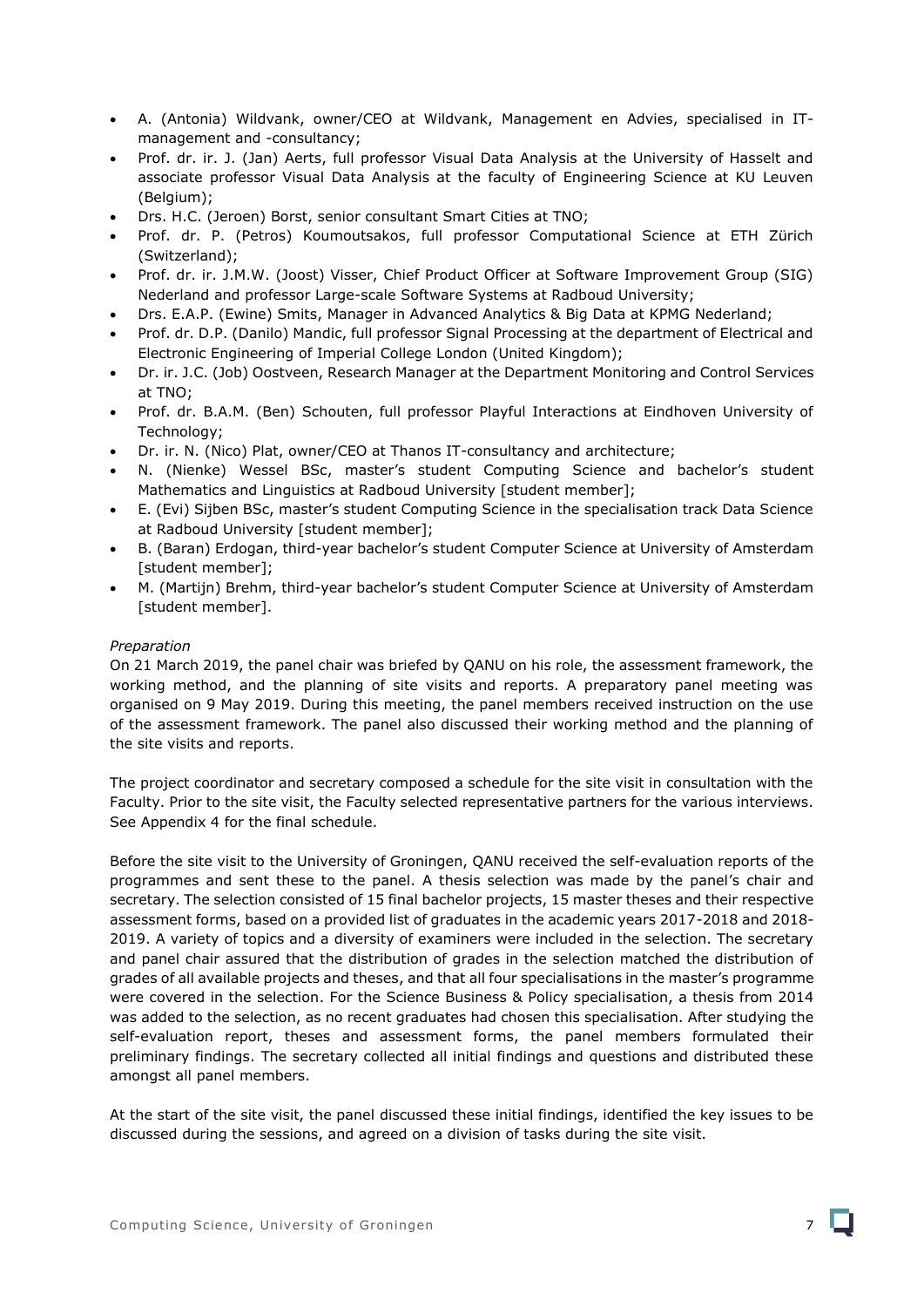- A. (Antonia) Wildvank, owner/CEO at Wildvank, Management en Advies, specialised in IT-management and -consultancy;
- Prof. dr. ir. J. (Jan) Aerts, full professor Visual Data Analysis at the University of Hasselt and associate professor Visual Data Analysis at the faculty of Engineering Science at KU Leuven (Belgium);
- Drs. H.C. (Jeroen) Borst, senior consultant Smart Cities at TNO;
- Prof. dr. P. (Petros) Koumoutsakos, full professor Computational Science at ETH Zürich (Switzerland);
- Prof. dr. ir. J.M.W. (Joost) Visser, Chief Product Officer at Software Improvement Group (SIG) Nederland and professor Large-scale Software Systems at Radboud University;
- Drs. E.A.P. (Ewine) Smits, Manager in Advanced Analytics & Big Data at KPMG Nederland;
- Prof. dr. D.P. (Danilo) Mandic, full professor Signal Processing at the department of Electrical and Electronic Engineering of Imperial College London (United Kingdom);
- Dr. ir. J.C. (Job) Oostveen, Research Manager at the Department Monitoring and Control Services at TNO;
- Prof. dr. B.A.M. (Ben) Schouten, full professor Playful Interactions at Eindhoven University of Technology;
- Dr. ir. N. (Nico) Plat, owner/CEO at Thanos IT-consultancy and architecture;
- N. (Nienke) Wessel BSc, master's student Computing Science and bachelor's student Mathematics and Linguistics at Radboud University [student member];
- E. (Evi) Sijben BSc, master's student Computing Science in the specialisation track Data Science at Radboud University [student member];
- B. (Baran) Erdogan, third-year bachelor's student Computer Science at University of Amsterdam [student member];
- M. (Martijn) Brehm, third-year bachelor's student Computer Science at University of Amsterdam [student member].

*Preparation*

On 21 March 2019, the panel chair was briefed by QANU on his role, the assessment framework, the working method, and the planning of site visits and reports. A preparatory panel meeting was organised on 9 May 2019. During this meeting, the panel members received instruction on the use of the assessment framework. The panel also discussed their working method and the planning of the site visits and reports.

The project coordinator and secretary composed a schedule for the site visit in consultation with the Faculty. Prior to the site visit, the Faculty selected representative partners for the various interviews. See Appendix 4 for the final schedule.

Before the site visit to the University of Groningen, QANU received the self-evaluation reports of the programmes and sent these to the panel. A thesis selection was made by the panel's chair and secretary. The selection consisted of 15 final bachelor projects, 15 master theses and their respective assessment forms, based on a provided list of graduates in the academic years 2017-2018 and 2018-2019. A variety of topics and a diversity of examiners were included in the selection. The secretary and panel chair assured that the distribution of grades in the selection matched the distribution of grades of all available projects and theses, and that all four specialisations in the master's programme were covered in the selection. For the Science Business & Policy specialisation, a thesis from 2014 was added to the selection, as no recent graduates had chosen this specialisation. After studying the self-evaluation report, theses and assessment forms, the panel members formulated their preliminary findings. The secretary collected all initial findings and questions and distributed these amongst all panel members.

At the start of the site visit, the panel discussed these initial findings, identified the key issues to be discussed during the sessions, and agreed on a division of tasks during the site visit.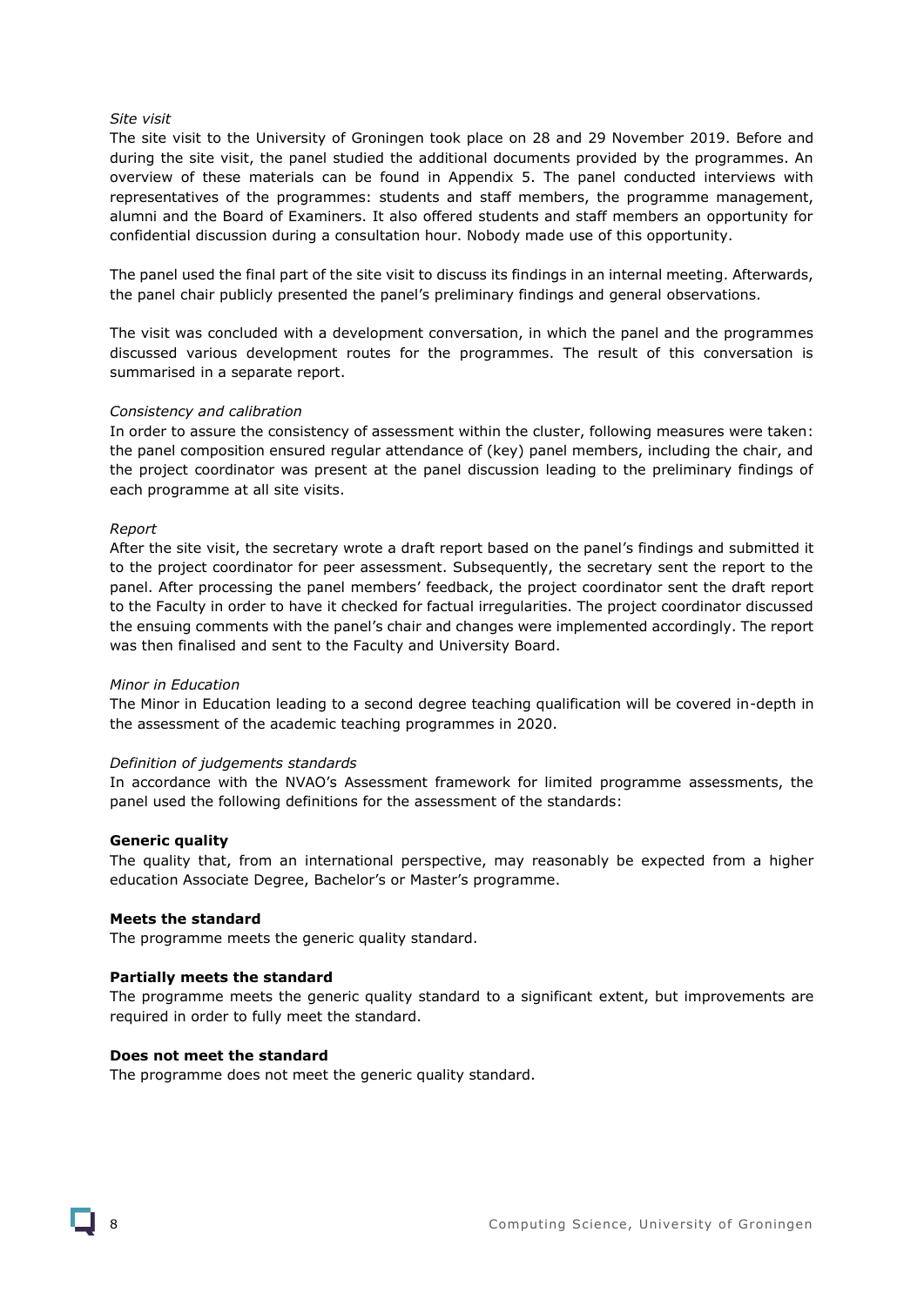*Site visit*

The site visit to the University of Groningen took place on 28 and 29 November 2019. Before and during the site visit, the panel studied the additional documents provided by the programmes. An overview of these materials can be found in Appendix 5. The panel conducted interviews with representatives of the programmes: students and staff members, the programme management, alumni and the Board of Examiners. It also offered students and staff members an opportunity for confidential discussion during a consultation hour. Nobody made use of this opportunity.

The panel used the final part of the site visit to discuss its findings in an internal meeting. Afterwards, the panel chair publicly presented the panel's preliminary findings and general observations.

The visit was concluded with a development conversation, in which the panel and the programmes discussed various development routes for the programmes. The result of this conversation is summarised in a separate report.

*Consistency and calibration*

In order to assure the consistency of assessment within the cluster, following measures were taken: the panel composition ensured regular attendance of (key) panel members, including the chair, and the project coordinator was present at the panel discussion leading to the preliminary findings of each programme at all site visits.

*Report*

After the site visit, the secretary wrote a draft report based on the panel's findings and submitted it to the project coordinator for peer assessment. Subsequently, the secretary sent the report to the panel. After processing the panel members' feedback, the project coordinator sent the draft report to the Faculty in order to have it checked for factual irregularities. The project coordinator discussed the ensuing comments with the panel's chair and changes were implemented accordingly. The report was then finalised and sent to the Faculty and University Board.

*Minor in Education*

The Minor in Education leading to a second degree teaching qualification will be covered in-depth in the assessment of the academic teaching programmes in 2020.

*Definition of judgements standards*

In accordance with the NVAO's Assessment framework for limited programme assessments, the panel used the following definitions for the assessment of the standards:

**Generic quality**

The quality that, from an international perspective, may reasonably be expected from a higher education Associate Degree, Bachelor's or Master's programme.

**Meets the standard**

The programme meets the generic quality standard.

**Partially meets the standard**

The programme meets the generic quality standard to a significant extent, but improvements are required in order to fully meet the standard.

**Does not meet the standard**

The programme does not meet the generic quality standard.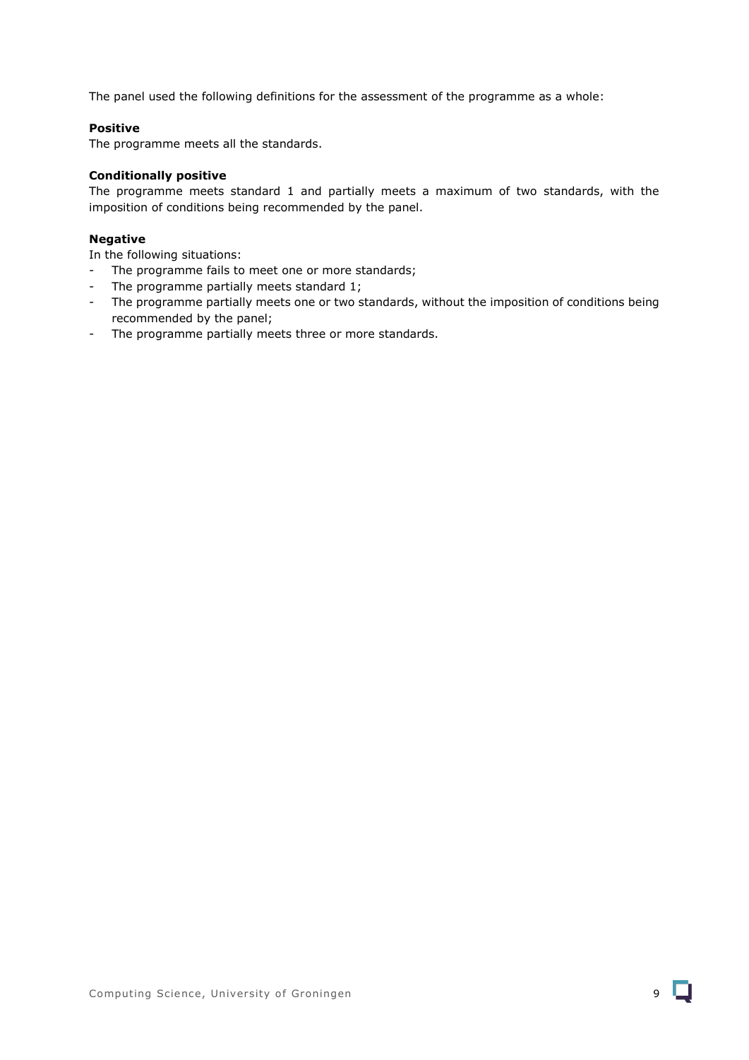The panel used the following definitions for the assessment of the programme as a whole:

**Positive**
The programme meets all the standards.

**Conditionally positive**
The programme meets standard 1 and partially meets a maximum of two standards, with the imposition of conditions being recommended by the panel.

**Negative**
In the following situations:

- The programme fails to meet one or more standards;
- The programme partially meets standard 1;
- The programme partially meets one or two standards, without the imposition of conditions being recommended by the panel;
- The programme partially meets three or more standards.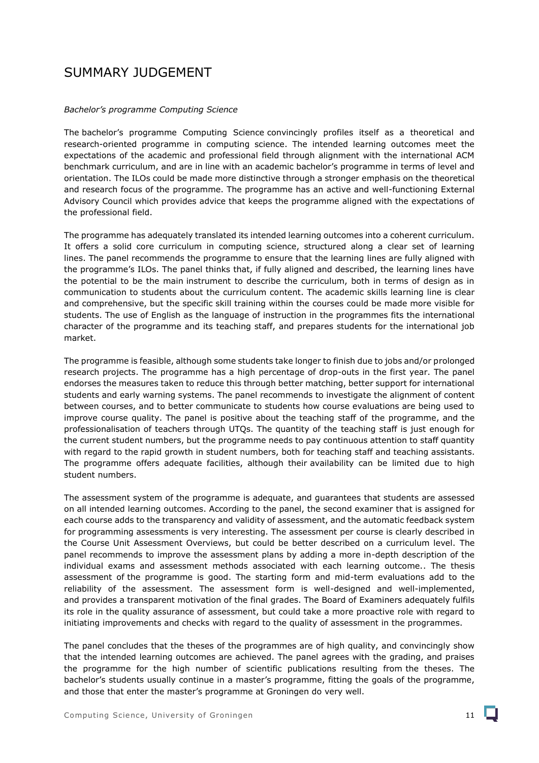# SUMMARY JUDGEMENT

*Bachelor's programme Computing Science*

The bachelor's programme Computing Science convincingly profiles itself as a theoretical and research-oriented programme in computing science. The intended learning outcomes meet the expectations of the academic and professional field through alignment with the international ACM benchmark curriculum, and are in line with an academic bachelor's programme in terms of level and orientation. The ILOs could be made more distinctive through a stronger emphasis on the theoretical and research focus of the programme. The programme has an active and well-functioning External Advisory Council which provides advice that keeps the programme aligned with the expectations of the professional field.

The programme has adequately translated its intended learning outcomes into a coherent curriculum. It offers a solid core curriculum in computing science, structured along a clear set of learning lines. The panel recommends the programme to ensure that the learning lines are fully aligned with the programme's ILOs. The panel thinks that, if fully aligned and described, the learning lines have the potential to be the main instrument to describe the curriculum, both in terms of design as in communication to students about the curriculum content. The academic skills learning line is clear and comprehensive, but the specific skill training within the courses could be made more visible for students. The use of English as the language of instruction in the programmes fits the international character of the programme and its teaching staff, and prepares students for the international job market.

The programme is feasible, although some students take longer to finish due to jobs and/or prolonged research projects. The programme has a high percentage of drop-outs in the first year. The panel endorses the measures taken to reduce this through better matching, better support for international students and early warning systems. The panel recommends to investigate the alignment of content between courses, and to better communicate to students how course evaluations are being used to improve course quality. The panel is positive about the teaching staff of the programme, and the professionalisation of teachers through UTQs. The quantity of the teaching staff is just enough for the current student numbers, but the programme needs to pay continuous attention to staff quantity with regard to the rapid growth in student numbers, both for teaching staff and teaching assistants. The programme offers adequate facilities, although their availability can be limited due to high student numbers.

The assessment system of the programme is adequate, and guarantees that students are assessed on all intended learning outcomes. According to the panel, the second examiner that is assigned for each course adds to the transparency and validity of assessment, and the automatic feedback system for programming assessments is very interesting. The assessment per course is clearly described in the Course Unit Assessment Overviews, but could be better described on a curriculum level. The panel recommends to improve the assessment plans by adding a more in-depth description of the individual exams and assessment methods associated with each learning outcome.. The thesis assessment of the programme is good. The starting form and mid-term evaluations add to the reliability of the assessment. The assessment form is well-designed and well-implemented, and provides a transparent motivation of the final grades. The Board of Examiners adequately fulfils its role in the quality assurance of assessment, but could take a more proactive role with regard to initiating improvements and checks with regard to the quality of assessment in the programmes.

The panel concludes that the theses of the programmes are of high quality, and convincingly show that the intended learning outcomes are achieved. The panel agrees with the grading, and praises the programme for the high number of scientific publications resulting from the theses. The bachelor's students usually continue in a master's programme, fitting the goals of the programme, and those that enter the master's programme at Groningen do very well.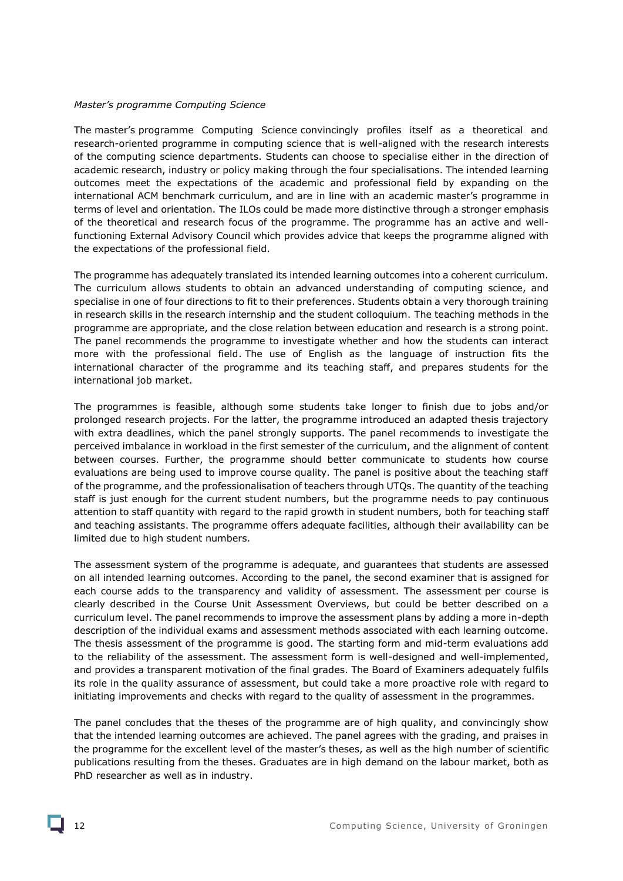*Master's programme Computing Science*

The master's programme Computing Science convincingly profiles itself as a theoretical and research-oriented programme in computing science that is well-aligned with the research interests of the computing science departments. Students can choose to specialise either in the direction of academic research, industry or policy making through the four specialisations. The intended learning outcomes meet the expectations of the academic and professional field by expanding on the international ACM benchmark curriculum, and are in line with an academic master's programme in terms of level and orientation. The ILOs could be made more distinctive through a stronger emphasis of the theoretical and research focus of the programme. The programme has an active and well-functioning External Advisory Council which provides advice that keeps the programme aligned with the expectations of the professional field.

The programme has adequately translated its intended learning outcomes into a coherent curriculum. The curriculum allows students to obtain an advanced understanding of computing science, and specialise in one of four directions to fit to their preferences. Students obtain a very thorough training in research skills in the research internship and the student colloquium. The teaching methods in the programme are appropriate, and the close relation between education and research is a strong point. The panel recommends the programme to investigate whether and how the students can interact more with the professional field. The use of English as the language of instruction fits the international character of the programme and its teaching staff, and prepares students for the international job market.

The programmes is feasible, although some students take longer to finish due to jobs and/or prolonged research projects. For the latter, the programme introduced an adapted thesis trajectory with extra deadlines, which the panel strongly supports. The panel recommends to investigate the perceived imbalance in workload in the first semester of the curriculum, and the alignment of content between courses. Further, the programme should better communicate to students how course evaluations are being used to improve course quality. The panel is positive about the teaching staff of the programme, and the professionalisation of teachers through UTQs. The quantity of the teaching staff is just enough for the current student numbers, but the programme needs to pay continuous attention to staff quantity with regard to the rapid growth in student numbers, both for teaching staff and teaching assistants. The programme offers adequate facilities, although their availability can be limited due to high student numbers.

The assessment system of the programme is adequate, and guarantees that students are assessed on all intended learning outcomes. According to the panel, the second examiner that is assigned for each course adds to the transparency and validity of assessment. The assessment per course is clearly described in the Course Unit Assessment Overviews, but could be better described on a curriculum level. The panel recommends to improve the assessment plans by adding a more in-depth description of the individual exams and assessment methods associated with each learning outcome. The thesis assessment of the programme is good. The starting form and mid-term evaluations add to the reliability of the assessment. The assessment form is well-designed and well-implemented, and provides a transparent motivation of the final grades. The Board of Examiners adequately fulfils its role in the quality assurance of assessment, but could take a more proactive role with regard to initiating improvements and checks with regard to the quality of assessment in the programmes.

The panel concludes that the theses of the programme are of high quality, and convincingly show that the intended learning outcomes are achieved. The panel agrees with the grading, and praises in the programme for the excellent level of the master's theses, as well as the high number of scientific publications resulting from the theses. Graduates are in high demand on the labour market, both as PhD researcher as well as in industry.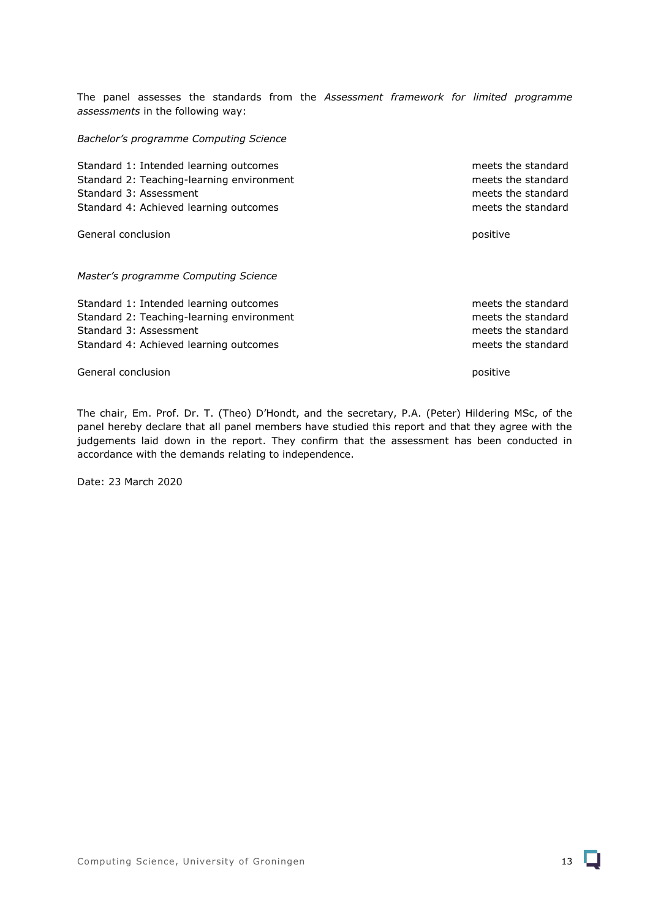The panel assesses the standards from the *Assessment framework for limited programme assessments* in the following way:

*Bachelor's programme Computing Science*

| | |
|---|---|
| Standard 1: Intended learning outcomes | meets the standard |
| Standard 2: Teaching-learning environment | meets the standard |
| Standard 3: Assessment | meets the standard |
| Standard 4: Achieved learning outcomes | meets the standard |
| | |
| General conclusion | positive |

*Master's programme Computing Science*

| | |
|---|---|
| Standard 1: Intended learning outcomes | meets the standard |
| Standard 2: Teaching-learning environment | meets the standard |
| Standard 3: Assessment | meets the standard |
| Standard 4: Achieved learning outcomes | meets the standard |
| | |
| General conclusion | positive |

The chair, Em. Prof. Dr. T. (Theo) D'Hondt, and the secretary, P.A. (Peter) Hildering MSc, of the panel hereby declare that all panel members have studied this report and that they agree with the judgements laid down in the report. They confirm that the assessment has been conducted in accordance with the demands relating to independence.

Date: 23 March 2020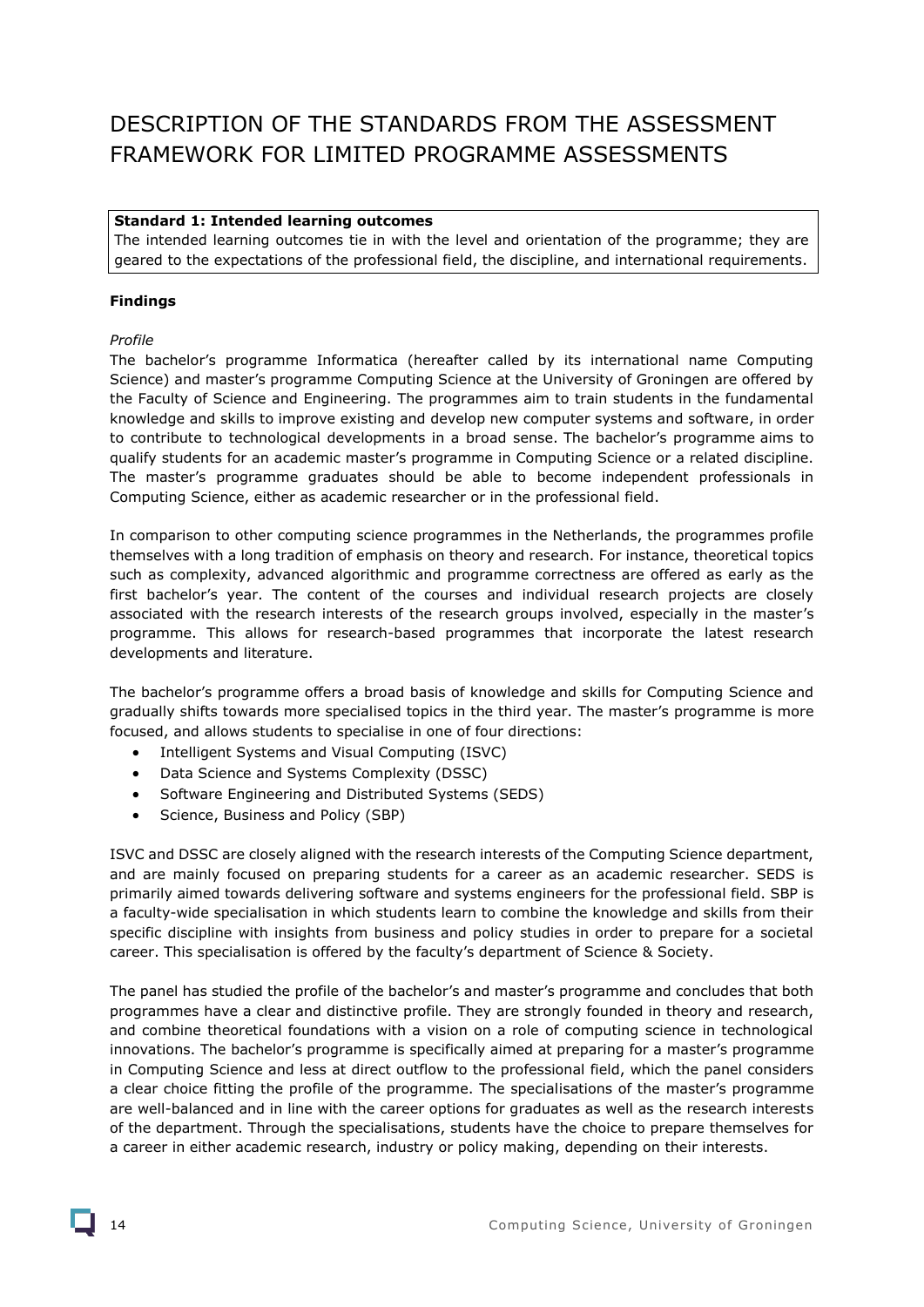# DESCRIPTION OF THE STANDARDS FROM THE ASSESSMENT FRAMEWORK FOR LIMITED PROGRAMME ASSESSMENTS

**Standard 1: Intended learning outcomes**
The intended learning outcomes tie in with the level and orientation of the programme; they are geared to the expectations of the professional field, the discipline, and international requirements.

**Findings**

*Profile*

The bachelor's programme Informatica (hereafter called by its international name Computing Science) and master's programme Computing Science at the University of Groningen are offered by the Faculty of Science and Engineering. The programmes aim to train students in the fundamental knowledge and skills to improve existing and develop new computer systems and software, in order to contribute to technological developments in a broad sense. The bachelor's programme aims to qualify students for an academic master's programme in Computing Science or a related discipline. The master's programme graduates should be able to become independent professionals in Computing Science, either as academic researcher or in the professional field.

In comparison to other computing science programmes in the Netherlands, the programmes profile themselves with a long tradition of emphasis on theory and research. For instance, theoretical topics such as complexity, advanced algorithmic and programme correctness are offered as early as the first bachelor's year. The content of the courses and individual research projects are closely associated with the research interests of the research groups involved, especially in the master's programme. This allows for research-based programmes that incorporate the latest research developments and literature.

The bachelor's programme offers a broad basis of knowledge and skills for Computing Science and gradually shifts towards more specialised topics in the third year. The master's programme is more focused, and allows students to specialise in one of four directions:

- Intelligent Systems and Visual Computing (ISVC)
- Data Science and Systems Complexity (DSSC)
- Software Engineering and Distributed Systems (SEDS)
- Science, Business and Policy (SBP)

ISVC and DSSC are closely aligned with the research interests of the Computing Science department, and are mainly focused on preparing students for a career as an academic researcher. SEDS is primarily aimed towards delivering software and systems engineers for the professional field. SBP is a faculty-wide specialisation in which students learn to combine the knowledge and skills from their specific discipline with insights from business and policy studies in order to prepare for a societal career. This specialisation is offered by the faculty's department of Science & Society.

The panel has studied the profile of the bachelor's and master's programme and concludes that both programmes have a clear and distinctive profile. They are strongly founded in theory and research, and combine theoretical foundations with a vision on a role of computing science in technological innovations. The bachelor's programme is specifically aimed at preparing for a master's programme in Computing Science and less at direct outflow to the professional field, which the panel considers a clear choice fitting the profile of the programme. The specialisations of the master's programme are well-balanced and in line with the career options for graduates as well as the research interests of the department. Through the specialisations, students have the choice to prepare themselves for a career in either academic research, industry or policy making, depending on their interests.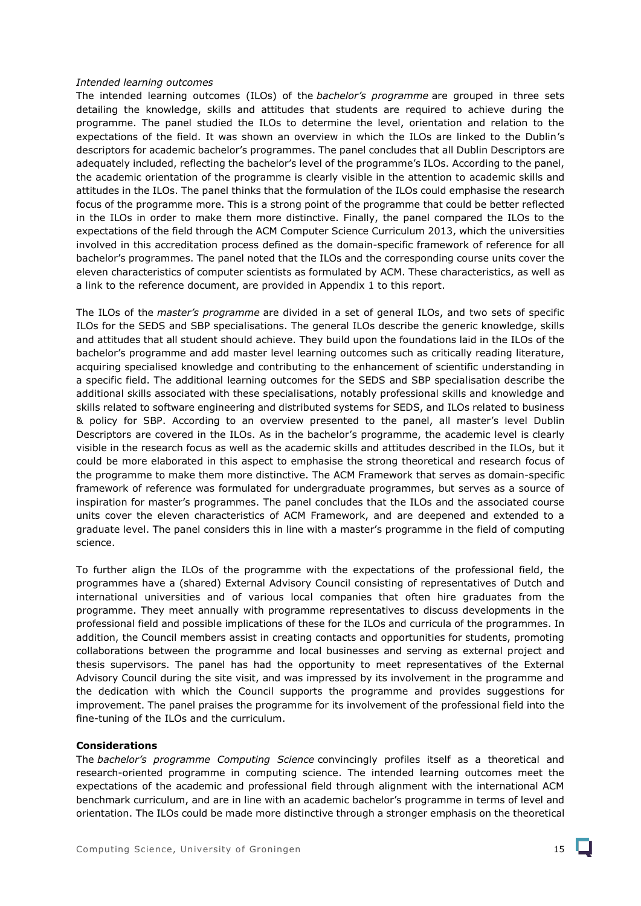*Intended learning outcomes*

The intended learning outcomes (ILOs) of the *bachelor's programme* are grouped in three sets detailing the knowledge, skills and attitudes that students are required to achieve during the programme. The panel studied the ILOs to determine the level, orientation and relation to the expectations of the field. It was shown an overview in which the ILOs are linked to the Dublin's descriptors for academic bachelor's programmes. The panel concludes that all Dublin Descriptors are adequately included, reflecting the bachelor's level of the programme's ILOs. According to the panel, the academic orientation of the programme is clearly visible in the attention to academic skills and attitudes in the ILOs. The panel thinks that the formulation of the ILOs could emphasise the research focus of the programme more. This is a strong point of the programme that could be better reflected in the ILOs in order to make them more distinctive. Finally, the panel compared the ILOs to the expectations of the field through the ACM Computer Science Curriculum 2013, which the universities involved in this accreditation process defined as the domain-specific framework of reference for all bachelor's programmes. The panel noted that the ILOs and the corresponding course units cover the eleven characteristics of computer scientists as formulated by ACM. These characteristics, as well as a link to the reference document, are provided in Appendix 1 to this report.

The ILOs of the *master's programme* are divided in a set of general ILOs, and two sets of specific ILOs for the SEDS and SBP specialisations. The general ILOs describe the generic knowledge, skills and attitudes that all student should achieve. They build upon the foundations laid in the ILOs of the bachelor's programme and add master level learning outcomes such as critically reading literature, acquiring specialised knowledge and contributing to the enhancement of scientific understanding in a specific field. The additional learning outcomes for the SEDS and SBP specialisation describe the additional skills associated with these specialisations, notably professional skills and knowledge and skills related to software engineering and distributed systems for SEDS, and ILOs related to business & policy for SBP. According to an overview presented to the panel, all master's level Dublin Descriptors are covered in the ILOs. As in the bachelor's programme, the academic level is clearly visible in the research focus as well as the academic skills and attitudes described in the ILOs, but it could be more elaborated in this aspect to emphasise the strong theoretical and research focus of the programme to make them more distinctive. The ACM Framework that serves as domain-specific framework of reference was formulated for undergraduate programmes, but serves as a source of inspiration for master's programmes. The panel concludes that the ILOs and the associated course units cover the eleven characteristics of ACM Framework, and are deepened and extended to a graduate level. The panel considers this in line with a master's programme in the field of computing science.

To further align the ILOs of the programme with the expectations of the professional field, the programmes have a (shared) External Advisory Council consisting of representatives of Dutch and international universities and of various local companies that often hire graduates from the programme. They meet annually with programme representatives to discuss developments in the professional field and possible implications of these for the ILOs and curricula of the programmes. In addition, the Council members assist in creating contacts and opportunities for students, promoting collaborations between the programme and local businesses and serving as external project and thesis supervisors. The panel has had the opportunity to meet representatives of the External Advisory Council during the site visit, and was impressed by its involvement in the programme and the dedication with which the Council supports the programme and provides suggestions for improvement. The panel praises the programme for its involvement of the professional field into the fine-tuning of the ILOs and the curriculum.

**Considerations**

The *bachelor's programme Computing Science* convincingly profiles itself as a theoretical and research-oriented programme in computing science. The intended learning outcomes meet the expectations of the academic and professional field through alignment with the international ACM benchmark curriculum, and are in line with an academic bachelor's programme in terms of level and orientation. The ILOs could be made more distinctive through a stronger emphasis on the theoretical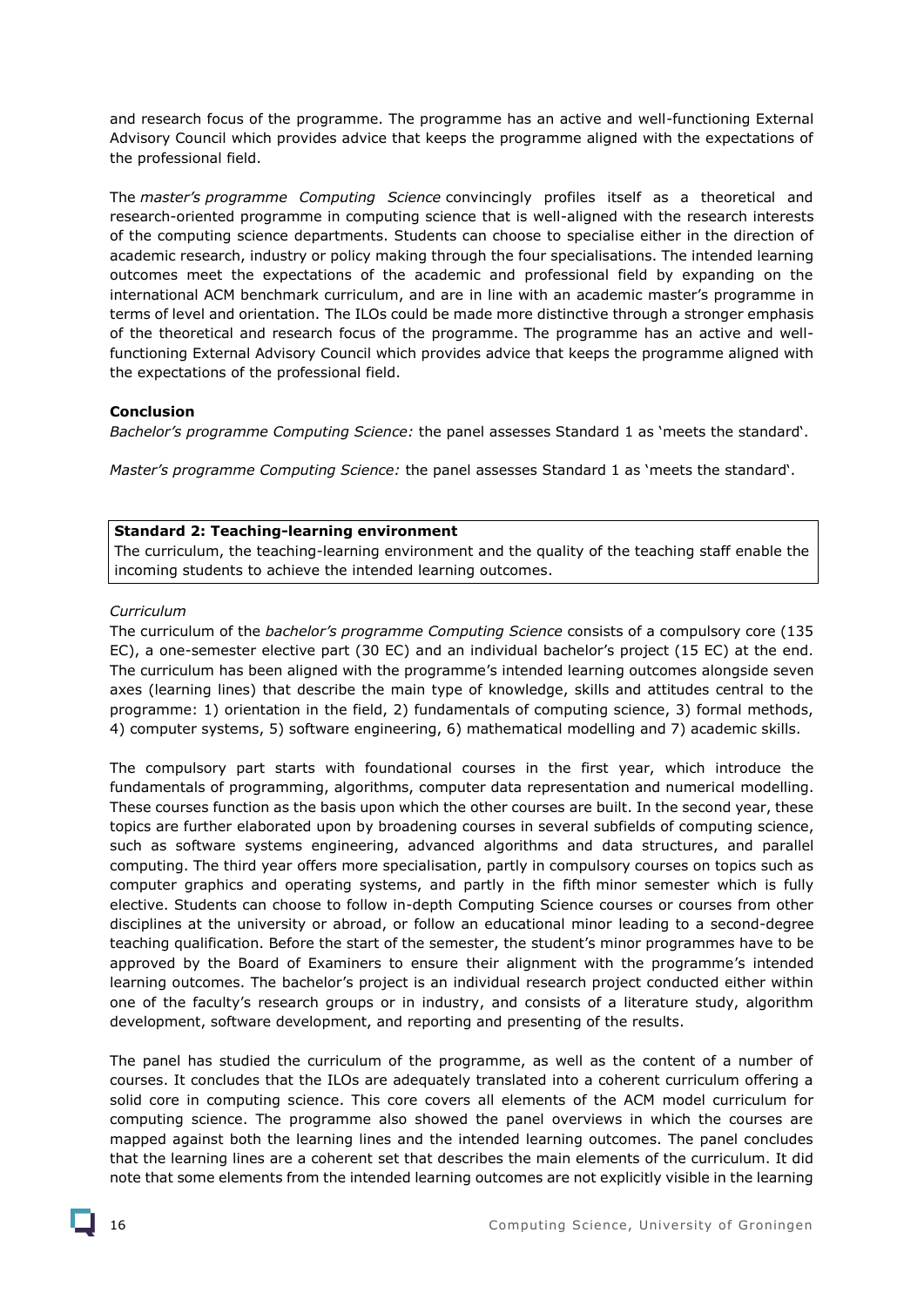and research focus of the programme. The programme has an active and well-functioning External Advisory Council which provides advice that keeps the programme aligned with the expectations of the professional field.

The *master's programme Computing Science* convincingly profiles itself as a theoretical and research-oriented programme in computing science that is well-aligned with the research interests of the computing science departments. Students can choose to specialise either in the direction of academic research, industry or policy making through the four specialisations. The intended learning outcomes meet the expectations of the academic and professional field by expanding on the international ACM benchmark curriculum, and are in line with an academic master's programme in terms of level and orientation. The ILOs could be made more distinctive through a stronger emphasis of the theoretical and research focus of the programme. The programme has an active and well-functioning External Advisory Council which provides advice that keeps the programme aligned with the expectations of the professional field.

**Conclusion**

*Bachelor's programme Computing Science:* the panel assesses Standard 1 as 'meets the standard'.

*Master's programme Computing Science:* the panel assesses Standard 1 as 'meets the standard'.

**Standard 2: Teaching-learning environment**

The curriculum, the teaching-learning environment and the quality of the teaching staff enable the incoming students to achieve the intended learning outcomes.

*Curriculum*

The curriculum of the *bachelor's programme Computing Science* consists of a compulsory core (135 EC), a one-semester elective part (30 EC) and an individual bachelor's project (15 EC) at the end. The curriculum has been aligned with the programme's intended learning outcomes alongside seven axes (learning lines) that describe the main type of knowledge, skills and attitudes central to the programme: 1) orientation in the field, 2) fundamentals of computing science, 3) formal methods, 4) computer systems, 5) software engineering, 6) mathematical modelling and 7) academic skills.

The compulsory part starts with foundational courses in the first year, which introduce the fundamentals of programming, algorithms, computer data representation and numerical modelling. These courses function as the basis upon which the other courses are built. In the second year, these topics are further elaborated upon by broadening courses in several subfields of computing science, such as software systems engineering, advanced algorithms and data structures, and parallel computing. The third year offers more specialisation, partly in compulsory courses on topics such as computer graphics and operating systems, and partly in the fifth minor semester which is fully elective. Students can choose to follow in-depth Computing Science courses or courses from other disciplines at the university or abroad, or follow an educational minor leading to a second-degree teaching qualification. Before the start of the semester, the student's minor programmes have to be approved by the Board of Examiners to ensure their alignment with the programme's intended learning outcomes. The bachelor's project is an individual research project conducted either within one of the faculty's research groups or in industry, and consists of a literature study, algorithm development, software development, and reporting and presenting of the results.

The panel has studied the curriculum of the programme, as well as the content of a number of courses. It concludes that the ILOs are adequately translated into a coherent curriculum offering a solid core in computing science. This core covers all elements of the ACM model curriculum for computing science. The programme also showed the panel overviews in which the courses are mapped against both the learning lines and the intended learning outcomes. The panel concludes that the learning lines are a coherent set that describes the main elements of the curriculum. It did note that some elements from the intended learning outcomes are not explicitly visible in the learning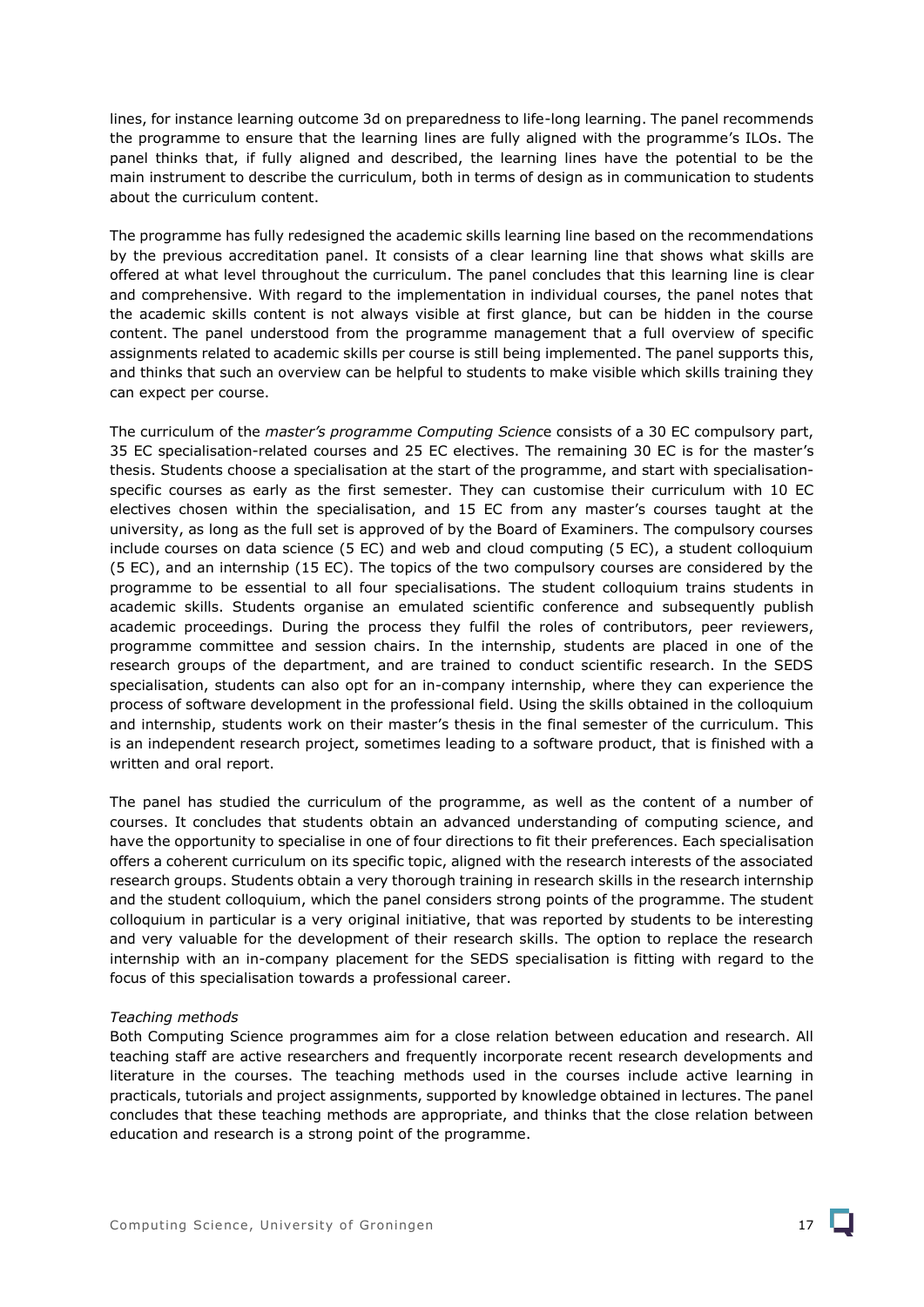lines, for instance learning outcome 3d on preparedness to life-long learning. The panel recommends the programme to ensure that the learning lines are fully aligned with the programme's ILOs. The panel thinks that, if fully aligned and described, the learning lines have the potential to be the main instrument to describe the curriculum, both in terms of design as in communication to students about the curriculum content.

The programme has fully redesigned the academic skills learning line based on the recommendations by the previous accreditation panel. It consists of a clear learning line that shows what skills are offered at what level throughout the curriculum. The panel concludes that this learning line is clear and comprehensive. With regard to the implementation in individual courses, the panel notes that the academic skills content is not always visible at first glance, but can be hidden in the course content. The panel understood from the programme management that a full overview of specific assignments related to academic skills per course is still being implemented. The panel supports this, and thinks that such an overview can be helpful to students to make visible which skills training they can expect per course.

The curriculum of the *master's programme Computing Science* consists of a 30 EC compulsory part, 35 EC specialisation-related courses and 25 EC electives. The remaining 30 EC is for the master's thesis. Students choose a specialisation at the start of the programme, and start with specialisation-specific courses as early as the first semester. They can customise their curriculum with 10 EC electives chosen within the specialisation, and 15 EC from any master's courses taught at the university, as long as the full set is approved of by the Board of Examiners. The compulsory courses include courses on data science (5 EC) and web and cloud computing (5 EC), a student colloquium (5 EC), and an internship (15 EC). The topics of the two compulsory courses are considered by the programme to be essential to all four specialisations. The student colloquium trains students in academic skills. Students organise an emulated scientific conference and subsequently publish academic proceedings. During the process they fulfil the roles of contributors, peer reviewers, programme committee and session chairs. In the internship, students are placed in one of the research groups of the department, and are trained to conduct scientific research. In the SEDS specialisation, students can also opt for an in-company internship, where they can experience the process of software development in the professional field. Using the skills obtained in the colloquium and internship, students work on their master's thesis in the final semester of the curriculum. This is an independent research project, sometimes leading to a software product, that is finished with a written and oral report.

The panel has studied the curriculum of the programme, as well as the content of a number of courses. It concludes that students obtain an advanced understanding of computing science, and have the opportunity to specialise in one of four directions to fit their preferences. Each specialisation offers a coherent curriculum on its specific topic, aligned with the research interests of the associated research groups. Students obtain a very thorough training in research skills in the research internship and the student colloquium, which the panel considers strong points of the programme. The student colloquium in particular is a very original initiative, that was reported by students to be interesting and very valuable for the development of their research skills. The option to replace the research internship with an in-company placement for the SEDS specialisation is fitting with regard to the focus of this specialisation towards a professional career.

*Teaching methods*

Both Computing Science programmes aim for a close relation between education and research. All teaching staff are active researchers and frequently incorporate recent research developments and literature in the courses. The teaching methods used in the courses include active learning in practicals, tutorials and project assignments, supported by knowledge obtained in lectures. The panel concludes that these teaching methods are appropriate, and thinks that the close relation between education and research is a strong point of the programme.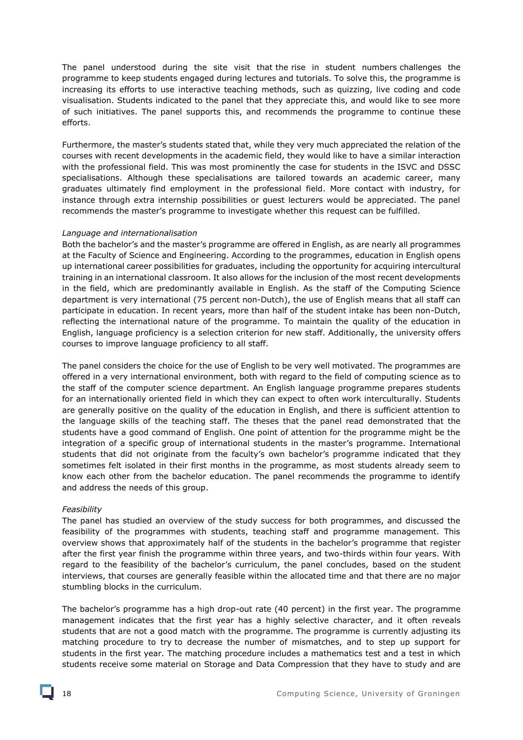The panel understood during the site visit that the rise in student numbers challenges the programme to keep students engaged during lectures and tutorials. To solve this, the programme is increasing its efforts to use interactive teaching methods, such as quizzing, live coding and code visualisation. Students indicated to the panel that they appreciate this, and would like to see more of such initiatives. The panel supports this, and recommends the programme to continue these efforts.

Furthermore, the master's students stated that, while they very much appreciated the relation of the courses with recent developments in the academic field, they would like to have a similar interaction with the professional field. This was most prominently the case for students in the ISVC and DSSC specialisations. Although these specialisations are tailored towards an academic career, many graduates ultimately find employment in the professional field. More contact with industry, for instance through extra internship possibilities or guest lecturers would be appreciated. The panel recommends the master's programme to investigate whether this request can be fulfilled.

*Language and internationalisation*

Both the bachelor's and the master's programme are offered in English, as are nearly all programmes at the Faculty of Science and Engineering. According to the programmes, education in English opens up international career possibilities for graduates, including the opportunity for acquiring intercultural training in an international classroom. It also allows for the inclusion of the most recent developments in the field, which are predominantly available in English. As the staff of the Computing Science department is very international (75 percent non-Dutch), the use of English means that all staff can participate in education. In recent years, more than half of the student intake has been non-Dutch, reflecting the international nature of the programme. To maintain the quality of the education in English, language proficiency is a selection criterion for new staff. Additionally, the university offers courses to improve language proficiency to all staff.

The panel considers the choice for the use of English to be very well motivated. The programmes are offered in a very international environment, both with regard to the field of computing science as to the staff of the computer science department. An English language programme prepares students for an internationally oriented field in which they can expect to often work interculturally. Students are generally positive on the quality of the education in English, and there is sufficient attention to the language skills of the teaching staff. The theses that the panel read demonstrated that the students have a good command of English. One point of attention for the programme might be the integration of a specific group of international students in the master's programme. International students that did not originate from the faculty's own bachelor's programme indicated that they sometimes felt isolated in their first months in the programme, as most students already seem to know each other from the bachelor education. The panel recommends the programme to identify and address the needs of this group.

*Feasibility*

The panel has studied an overview of the study success for both programmes, and discussed the feasibility of the programmes with students, teaching staff and programme management. This overview shows that approximately half of the students in the bachelor's programme that register after the first year finish the programme within three years, and two-thirds within four years. With regard to the feasibility of the bachelor's curriculum, the panel concludes, based on the student interviews, that courses are generally feasible within the allocated time and that there are no major stumbling blocks in the curriculum.

The bachelor's programme has a high drop-out rate (40 percent) in the first year. The programme management indicates that the first year has a highly selective character, and it often reveals students that are not a good match with the programme. The programme is currently adjusting its matching procedure to try to decrease the number of mismatches, and to step up support for students in the first year. The matching procedure includes a mathematics test and a test in which students receive some material on Storage and Data Compression that they have to study and are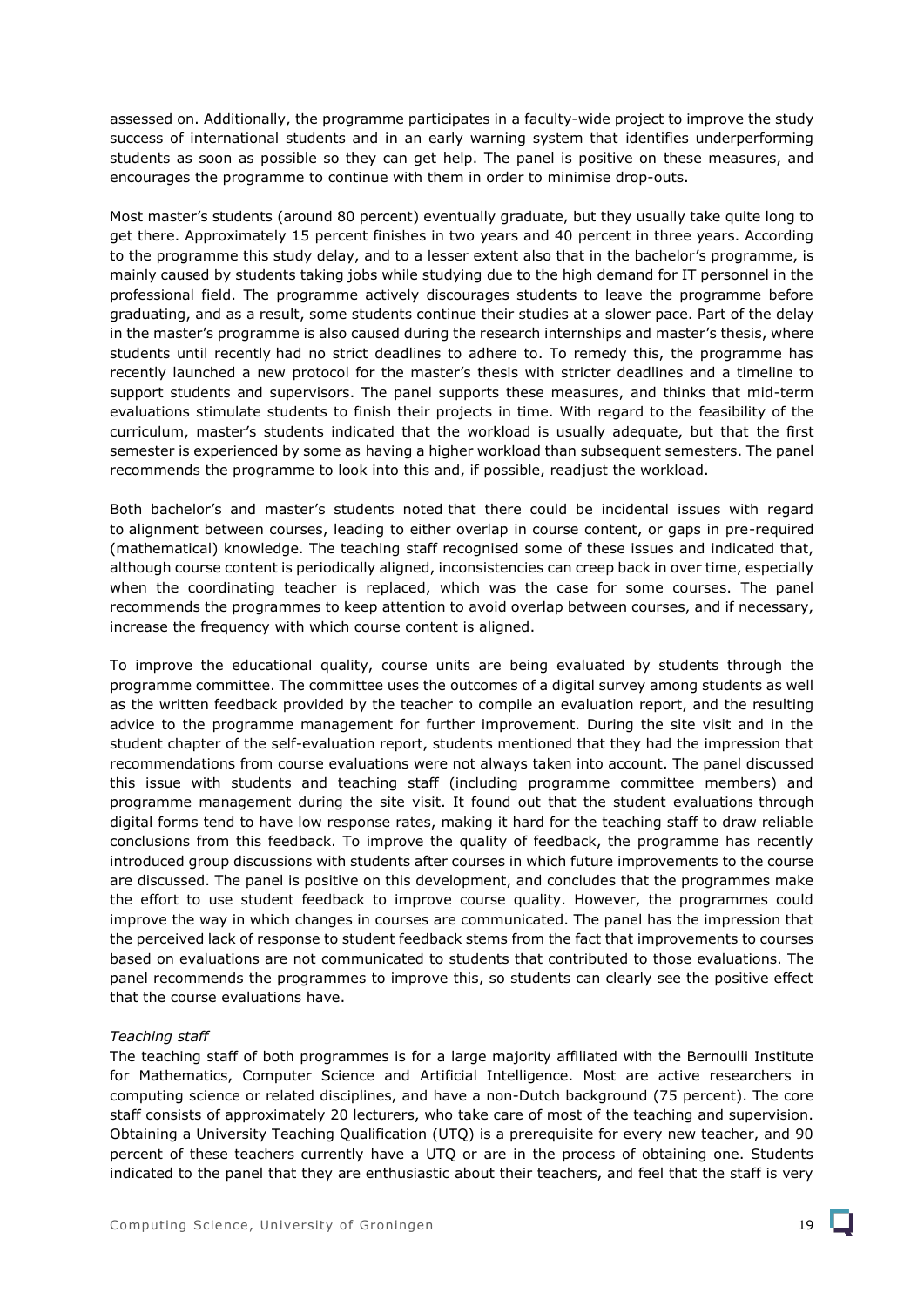assessed on. Additionally, the programme participates in a faculty-wide project to improve the study success of international students and in an early warning system that identifies underperforming students as soon as possible so they can get help. The panel is positive on these measures, and encourages the programme to continue with them in order to minimise drop-outs.

Most master's students (around 80 percent) eventually graduate, but they usually take quite long to get there. Approximately 15 percent finishes in two years and 40 percent in three years. According to the programme this study delay, and to a lesser extent also that in the bachelor's programme, is mainly caused by students taking jobs while studying due to the high demand for IT personnel in the professional field. The programme actively discourages students to leave the programme before graduating, and as a result, some students continue their studies at a slower pace. Part of the delay in the master's programme is also caused during the research internships and master's thesis, where students until recently had no strict deadlines to adhere to. To remedy this, the programme has recently launched a new protocol for the master's thesis with stricter deadlines and a timeline to support students and supervisors. The panel supports these measures, and thinks that mid-term evaluations stimulate students to finish their projects in time. With regard to the feasibility of the curriculum, master's students indicated that the workload is usually adequate, but that the first semester is experienced by some as having a higher workload than subsequent semesters. The panel recommends the programme to look into this and, if possible, readjust the workload.

Both bachelor's and master's students noted that there could be incidental issues with regard to alignment between courses, leading to either overlap in course content, or gaps in pre-required (mathematical) knowledge. The teaching staff recognised some of these issues and indicated that, although course content is periodically aligned, inconsistencies can creep back in over time, especially when the coordinating teacher is replaced, which was the case for some courses. The panel recommends the programmes to keep attention to avoid overlap between courses, and if necessary, increase the frequency with which course content is aligned.

To improve the educational quality, course units are being evaluated by students through the programme committee. The committee uses the outcomes of a digital survey among students as well as the written feedback provided by the teacher to compile an evaluation report, and the resulting advice to the programme management for further improvement. During the site visit and in the student chapter of the self-evaluation report, students mentioned that they had the impression that recommendations from course evaluations were not always taken into account. The panel discussed this issue with students and teaching staff (including programme committee members) and programme management during the site visit. It found out that the student evaluations through digital forms tend to have low response rates, making it hard for the teaching staff to draw reliable conclusions from this feedback. To improve the quality of feedback, the programme has recently introduced group discussions with students after courses in which future improvements to the course are discussed. The panel is positive on this development, and concludes that the programmes make the effort to use student feedback to improve course quality. However, the programmes could improve the way in which changes in courses are communicated. The panel has the impression that the perceived lack of response to student feedback stems from the fact that improvements to courses based on evaluations are not communicated to students that contributed to those evaluations. The panel recommends the programmes to improve this, so students can clearly see the positive effect that the course evaluations have.

*Teaching staff*

The teaching staff of both programmes is for a large majority affiliated with the Bernoulli Institute for Mathematics, Computer Science and Artificial Intelligence. Most are active researchers in computing science or related disciplines, and have a non-Dutch background (75 percent). The core staff consists of approximately 20 lecturers, who take care of most of the teaching and supervision. Obtaining a University Teaching Qualification (UTQ) is a prerequisite for every new teacher, and 90 percent of these teachers currently have a UTQ or are in the process of obtaining one. Students indicated to the panel that they are enthusiastic about their teachers, and feel that the staff is very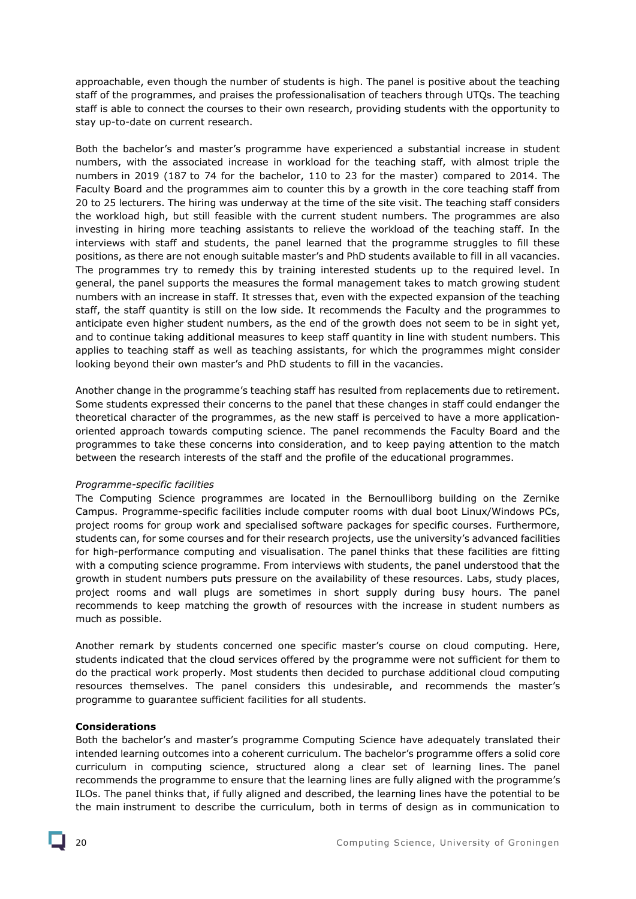approachable, even though the number of students is high. The panel is positive about the teaching staff of the programmes, and praises the professionalisation of teachers through UTQs. The teaching staff is able to connect the courses to their own research, providing students with the opportunity to stay up-to-date on current research.

Both the bachelor's and master's programme have experienced a substantial increase in student numbers, with the associated increase in workload for the teaching staff, with almost triple the numbers in 2019 (187 to 74 for the bachelor, 110 to 23 for the master) compared to 2014. The Faculty Board and the programmes aim to counter this by a growth in the core teaching staff from 20 to 25 lecturers. The hiring was underway at the time of the site visit. The teaching staff considers the workload high, but still feasible with the current student numbers. The programmes are also investing in hiring more teaching assistants to relieve the workload of the teaching staff. In the interviews with staff and students, the panel learned that the programme struggles to fill these positions, as there are not enough suitable master's and PhD students available to fill in all vacancies. The programmes try to remedy this by training interested students up to the required level. In general, the panel supports the measures the formal management takes to match growing student numbers with an increase in staff. It stresses that, even with the expected expansion of the teaching staff, the staff quantity is still on the low side. It recommends the Faculty and the programmes to anticipate even higher student numbers, as the end of the growth does not seem to be in sight yet, and to continue taking additional measures to keep staff quantity in line with student numbers. This applies to teaching staff as well as teaching assistants, for which the programmes might consider looking beyond their own master's and PhD students to fill in the vacancies.

Another change in the programme's teaching staff has resulted from replacements due to retirement. Some students expressed their concerns to the panel that these changes in staff could endanger the theoretical character of the programmes, as the new staff is perceived to have a more application-oriented approach towards computing science. The panel recommends the Faculty Board and the programmes to take these concerns into consideration, and to keep paying attention to the match between the research interests of the staff and the profile of the educational programmes.

*Programme-specific facilities*

The Computing Science programmes are located in the Bernoulliborg building on the Zernike Campus. Programme-specific facilities include computer rooms with dual boot Linux/Windows PCs, project rooms for group work and specialised software packages for specific courses. Furthermore, students can, for some courses and for their research projects, use the university's advanced facilities for high-performance computing and visualisation. The panel thinks that these facilities are fitting with a computing science programme. From interviews with students, the panel understood that the growth in student numbers puts pressure on the availability of these resources. Labs, study places, project rooms and wall plugs are sometimes in short supply during busy hours. The panel recommends to keep matching the growth of resources with the increase in student numbers as much as possible.

Another remark by students concerned one specific master's course on cloud computing. Here, students indicated that the cloud services offered by the programme were not sufficient for them to do the practical work properly. Most students then decided to purchase additional cloud computing resources themselves. The panel considers this undesirable, and recommends the master's programme to guarantee sufficient facilities for all students.

**Considerations**

Both the bachelor's and master's programme Computing Science have adequately translated their intended learning outcomes into a coherent curriculum. The bachelor's programme offers a solid core curriculum in computing science, structured along a clear set of learning lines. The panel recommends the programme to ensure that the learning lines are fully aligned with the programme's ILOs. The panel thinks that, if fully aligned and described, the learning lines have the potential to be the main instrument to describe the curriculum, both in terms of design as in communication to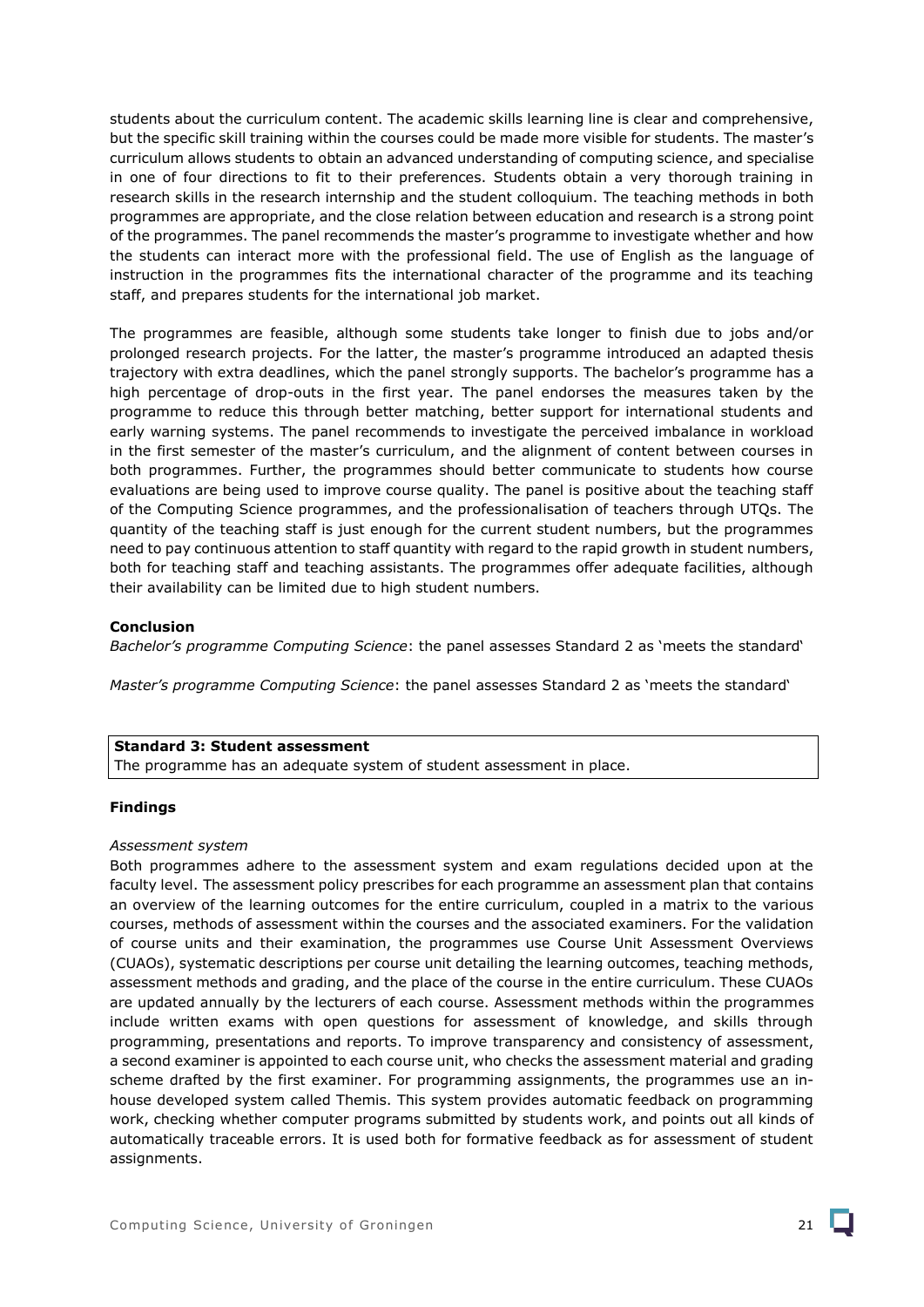students about the curriculum content. The academic skills learning line is clear and comprehensive, but the specific skill training within the courses could be made more visible for students. The master's curriculum allows students to obtain an advanced understanding of computing science, and specialise in one of four directions to fit to their preferences. Students obtain a very thorough training in research skills in the research internship and the student colloquium. The teaching methods in both programmes are appropriate, and the close relation between education and research is a strong point of the programmes. The panel recommends the master's programme to investigate whether and how the students can interact more with the professional field. The use of English as the language of instruction in the programmes fits the international character of the programme and its teaching staff, and prepares students for the international job market.

The programmes are feasible, although some students take longer to finish due to jobs and/or prolonged research projects. For the latter, the master's programme introduced an adapted thesis trajectory with extra deadlines, which the panel strongly supports. The bachelor's programme has a high percentage of drop-outs in the first year. The panel endorses the measures taken by the programme to reduce this through better matching, better support for international students and early warning systems. The panel recommends to investigate the perceived imbalance in workload in the first semester of the master's curriculum, and the alignment of content between courses in both programmes. Further, the programmes should better communicate to students how course evaluations are being used to improve course quality. The panel is positive about the teaching staff of the Computing Science programmes, and the professionalisation of teachers through UTQs. The quantity of the teaching staff is just enough for the current student numbers, but the programmes need to pay continuous attention to staff quantity with regard to the rapid growth in student numbers, both for teaching staff and teaching assistants. The programmes offer adequate facilities, although their availability can be limited due to high student numbers.

**Conclusion**

*Bachelor's programme Computing Science*: the panel assesses Standard 2 as 'meets the standard'

*Master's programme Computing Science*: the panel assesses Standard 2 as 'meets the standard'

**Standard 3: Student assessment**
The programme has an adequate system of student assessment in place.

**Findings**

*Assessment system*

Both programmes adhere to the assessment system and exam regulations decided upon at the faculty level. The assessment policy prescribes for each programme an assessment plan that contains an overview of the learning outcomes for the entire curriculum, coupled in a matrix to the various courses, methods of assessment within the courses and the associated examiners. For the validation of course units and their examination, the programmes use Course Unit Assessment Overviews (CUAOs), systematic descriptions per course unit detailing the learning outcomes, teaching methods, assessment methods and grading, and the place of the course in the entire curriculum. These CUAOs are updated annually by the lecturers of each course. Assessment methods within the programmes include written exams with open questions for assessment of knowledge, and skills through programming, presentations and reports. To improve transparency and consistency of assessment, a second examiner is appointed to each course unit, who checks the assessment material and grading scheme drafted by the first examiner. For programming assignments, the programmes use an in-house developed system called Themis. This system provides automatic feedback on programming work, checking whether computer programs submitted by students work, and points out all kinds of automatically traceable errors. It is used both for formative feedback as for assessment of student assignments.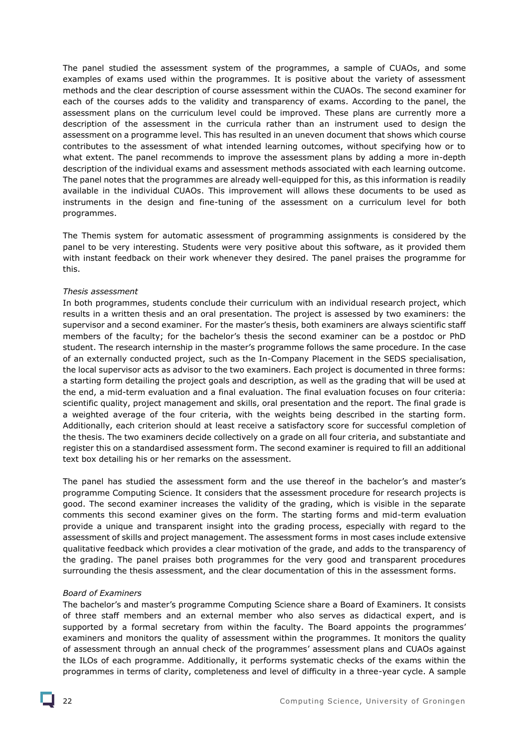The panel studied the assessment system of the programmes, a sample of CUAOs, and some examples of exams used within the programmes. It is positive about the variety of assessment methods and the clear description of course assessment within the CUAOs. The second examiner for each of the courses adds to the validity and transparency of exams. According to the panel, the assessment plans on the curriculum level could be improved. These plans are currently more a description of the assessment in the curricula rather than an instrument used to design the assessment on a programme level. This has resulted in an uneven document that shows which course contributes to the assessment of what intended learning outcomes, without specifying how or to what extent. The panel recommends to improve the assessment plans by adding a more in-depth description of the individual exams and assessment methods associated with each learning outcome. The panel notes that the programmes are already well-equipped for this, as this information is readily available in the individual CUAOs. This improvement will allows these documents to be used as instruments in the design and fine-tuning of the assessment on a curriculum level for both programmes.

The Themis system for automatic assessment of programming assignments is considered by the panel to be very interesting. Students were very positive about this software, as it provided them with instant feedback on their work whenever they desired. The panel praises the programme for this.

*Thesis assessment*

In both programmes, students conclude their curriculum with an individual research project, which results in a written thesis and an oral presentation. The project is assessed by two examiners: the supervisor and a second examiner. For the master's thesis, both examiners are always scientific staff members of the faculty; for the bachelor's thesis the second examiner can be a postdoc or PhD student. The research internship in the master's programme follows the same procedure. In the case of an externally conducted project, such as the In-Company Placement in the SEDS specialisation, the local supervisor acts as advisor to the two examiners. Each project is documented in three forms: a starting form detailing the project goals and description, as well as the grading that will be used at the end, a mid-term evaluation and a final evaluation. The final evaluation focuses on four criteria: scientific quality, project management and skills, oral presentation and the report. The final grade is a weighted average of the four criteria, with the weights being described in the starting form. Additionally, each criterion should at least receive a satisfactory score for successful completion of the thesis. The two examiners decide collectively on a grade on all four criteria, and substantiate and register this on a standardised assessment form. The second examiner is required to fill an additional text box detailing his or her remarks on the assessment.

The panel has studied the assessment form and the use thereof in the bachelor's and master's programme Computing Science. It considers that the assessment procedure for research projects is good. The second examiner increases the validity of the grading, which is visible in the separate comments this second examiner gives on the form. The starting forms and mid-term evaluation provide a unique and transparent insight into the grading process, especially with regard to the assessment of skills and project management. The assessment forms in most cases include extensive qualitative feedback which provides a clear motivation of the grade, and adds to the transparency of the grading. The panel praises both programmes for the very good and transparent procedures surrounding the thesis assessment, and the clear documentation of this in the assessment forms.

*Board of Examiners*

The bachelor's and master's programme Computing Science share a Board of Examiners. It consists of three staff members and an external member who also serves as didactical expert, and is supported by a formal secretary from within the faculty. The Board appoints the programmes' examiners and monitors the quality of assessment within the programmes. It monitors the quality of assessment through an annual check of the programmes' assessment plans and CUAOs against the ILOs of each programme. Additionally, it performs systematic checks of the exams within the programmes in terms of clarity, completeness and level of difficulty in a three-year cycle. A sample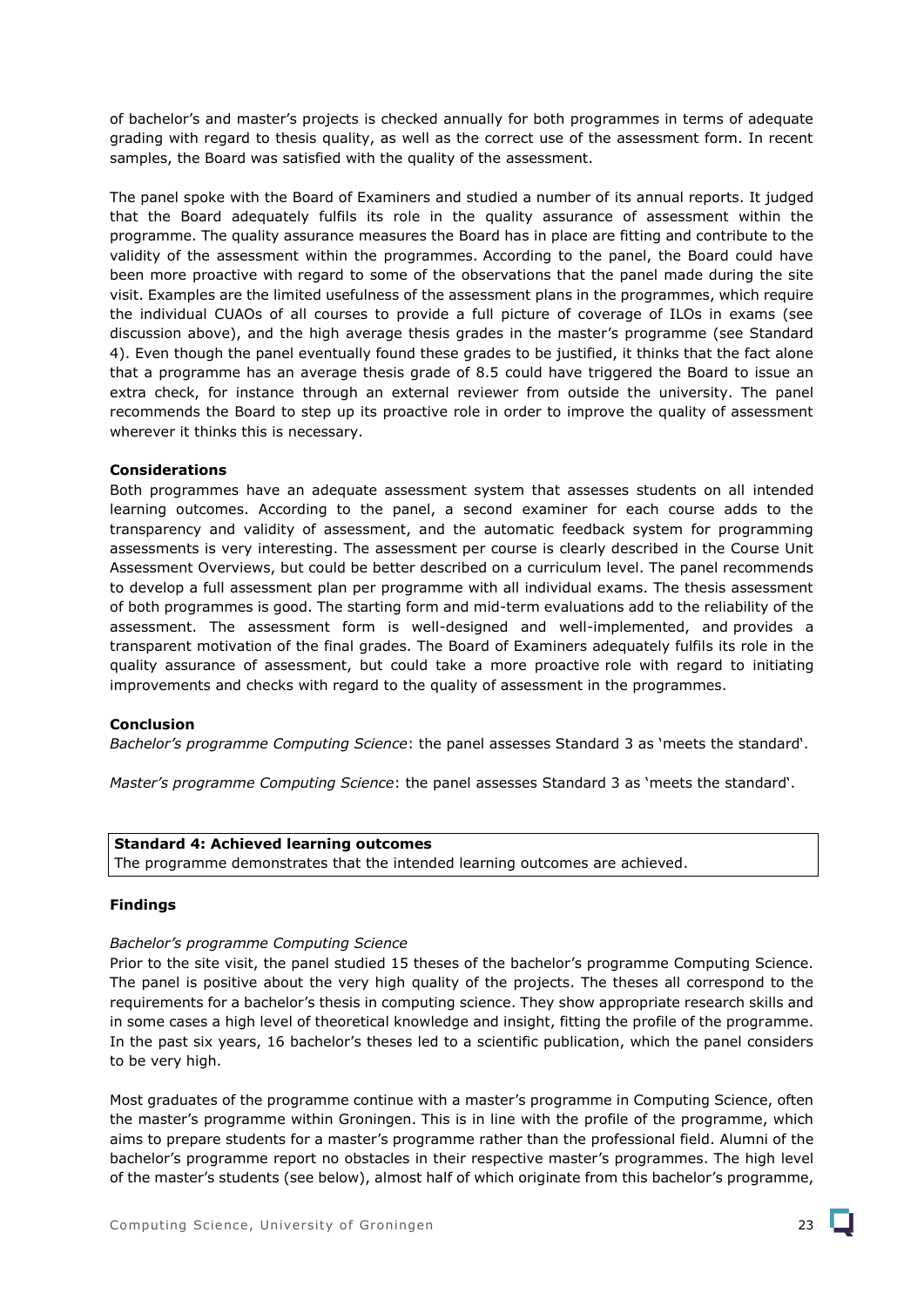of bachelor's and master's projects is checked annually for both programmes in terms of adequate grading with regard to thesis quality, as well as the correct use of the assessment form. In recent samples, the Board was satisfied with the quality of the assessment.

The panel spoke with the Board of Examiners and studied a number of its annual reports. It judged that the Board adequately fulfils its role in the quality assurance of assessment within the programme. The quality assurance measures the Board has in place are fitting and contribute to the validity of the assessment within the programmes. According to the panel, the Board could have been more proactive with regard to some of the observations that the panel made during the site visit. Examples are the limited usefulness of the assessment plans in the programmes, which require the individual CUAOs of all courses to provide a full picture of coverage of ILOs in exams (see discussion above), and the high average thesis grades in the master's programme (see Standard 4). Even though the panel eventually found these grades to be justified, it thinks that the fact alone that a programme has an average thesis grade of 8.5 could have triggered the Board to issue an extra check, for instance through an external reviewer from outside the university. The panel recommends the Board to step up its proactive role in order to improve the quality of assessment wherever it thinks this is necessary.

**Considerations**

Both programmes have an adequate assessment system that assesses students on all intended learning outcomes. According to the panel, a second examiner for each course adds to the transparency and validity of assessment, and the automatic feedback system for programming assessments is very interesting. The assessment per course is clearly described in the Course Unit Assessment Overviews, but could be better described on a curriculum level. The panel recommends to develop a full assessment plan per programme with all individual exams. The thesis assessment of both programmes is good. The starting form and mid-term evaluations add to the reliability of the assessment. The assessment form is well-designed and well-implemented, and provides a transparent motivation of the final grades. The Board of Examiners adequately fulfils its role in the quality assurance of assessment, but could take a more proactive role with regard to initiating improvements and checks with regard to the quality of assessment in the programmes.

**Conclusion**

*Bachelor's programme Computing Science*: the panel assesses Standard 3 as 'meets the standard'.

*Master's programme Computing Science*: the panel assesses Standard 3 as 'meets the standard'.

**Standard 4: Achieved learning outcomes**
The programme demonstrates that the intended learning outcomes are achieved.

**Findings**

*Bachelor's programme Computing Science*

Prior to the site visit, the panel studied 15 theses of the bachelor's programme Computing Science. The panel is positive about the very high quality of the projects. The theses all correspond to the requirements for a bachelor's thesis in computing science. They show appropriate research skills and in some cases a high level of theoretical knowledge and insight, fitting the profile of the programme. In the past six years, 16 bachelor's theses led to a scientific publication, which the panel considers to be very high.

Most graduates of the programme continue with a master's programme in Computing Science, often the master's programme within Groningen. This is in line with the profile of the programme, which aims to prepare students for a master's programme rather than the professional field. Alumni of the bachelor's programme report no obstacles in their respective master's programmes. The high level of the master's students (see below), almost half of which originate from this bachelor's programme,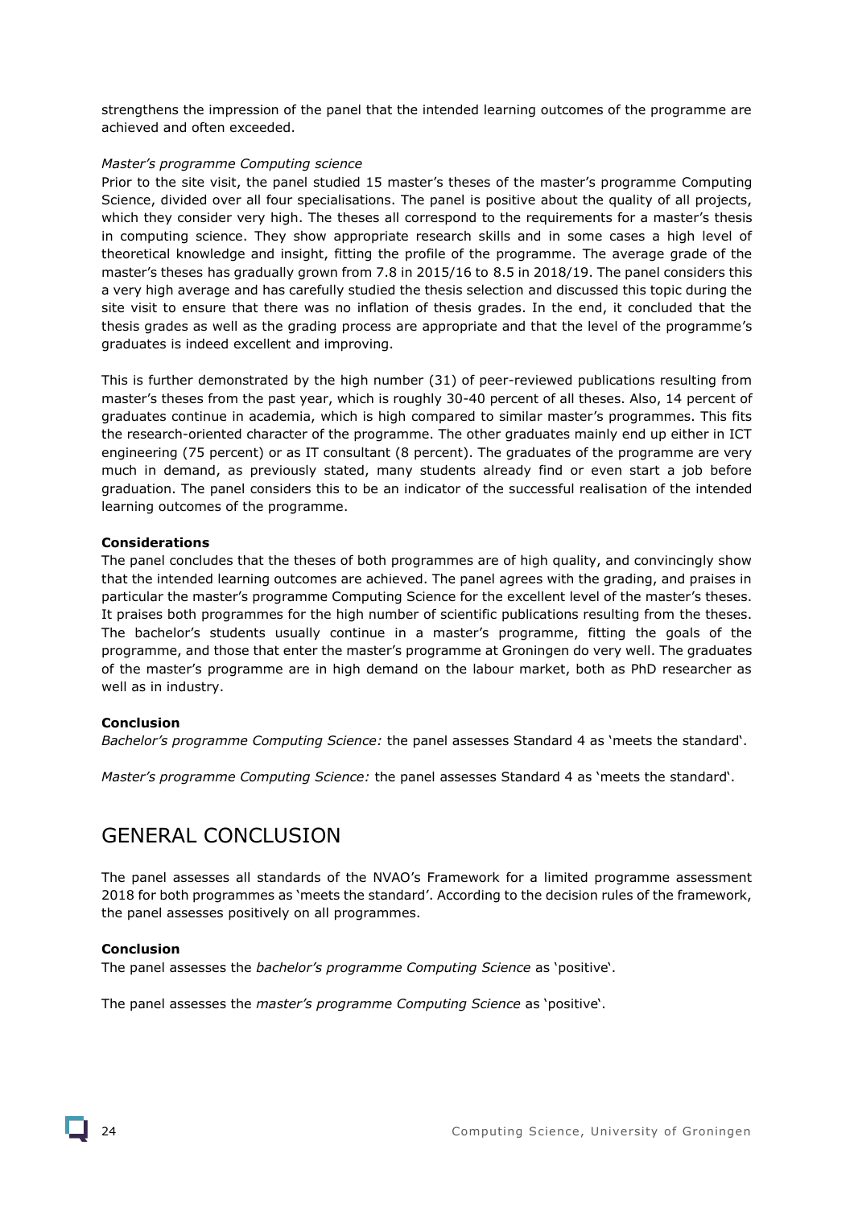strengthens the impression of the panel that the intended learning outcomes of the programme are achieved and often exceeded.

*Master's programme Computing science*

Prior to the site visit, the panel studied 15 master's theses of the master's programme Computing Science, divided over all four specialisations. The panel is positive about the quality of all projects, which they consider very high. The theses all correspond to the requirements for a master's thesis in computing science. They show appropriate research skills and in some cases a high level of theoretical knowledge and insight, fitting the profile of the programme. The average grade of the master's theses has gradually grown from 7.8 in 2015/16 to 8.5 in 2018/19. The panel considers this a very high average and has carefully studied the thesis selection and discussed this topic during the site visit to ensure that there was no inflation of thesis grades. In the end, it concluded that the thesis grades as well as the grading process are appropriate and that the level of the programme's graduates is indeed excellent and improving.

This is further demonstrated by the high number (31) of peer-reviewed publications resulting from master's theses from the past year, which is roughly 30-40 percent of all theses. Also, 14 percent of graduates continue in academia, which is high compared to similar master's programmes. This fits the research-oriented character of the programme. The other graduates mainly end up either in ICT engineering (75 percent) or as IT consultant (8 percent). The graduates of the programme are very much in demand, as previously stated, many students already find or even start a job before graduation. The panel considers this to be an indicator of the successful realisation of the intended learning outcomes of the programme.

**Considerations**

The panel concludes that the theses of both programmes are of high quality, and convincingly show that the intended learning outcomes are achieved. The panel agrees with the grading, and praises in particular the master's programme Computing Science for the excellent level of the master's theses. It praises both programmes for the high number of scientific publications resulting from the theses. The bachelor's students usually continue in a master's programme, fitting the goals of the programme, and those that enter the master's programme at Groningen do very well. The graduates of the master's programme are in high demand on the labour market, both as PhD researcher as well as in industry.

**Conclusion**

*Bachelor's programme Computing Science:* the panel assesses Standard 4 as 'meets the standard'.

*Master's programme Computing Science:* the panel assesses Standard 4 as 'meets the standard'.

## GENERAL CONCLUSION

The panel assesses all standards of the NVAO's Framework for a limited programme assessment 2018 for both programmes as 'meets the standard'. According to the decision rules of the framework, the panel assesses positively on all programmes.

**Conclusion**

The panel assesses the *bachelor's programme Computing Science* as 'positive'.

The panel assesses the *master's programme Computing Science* as 'positive'.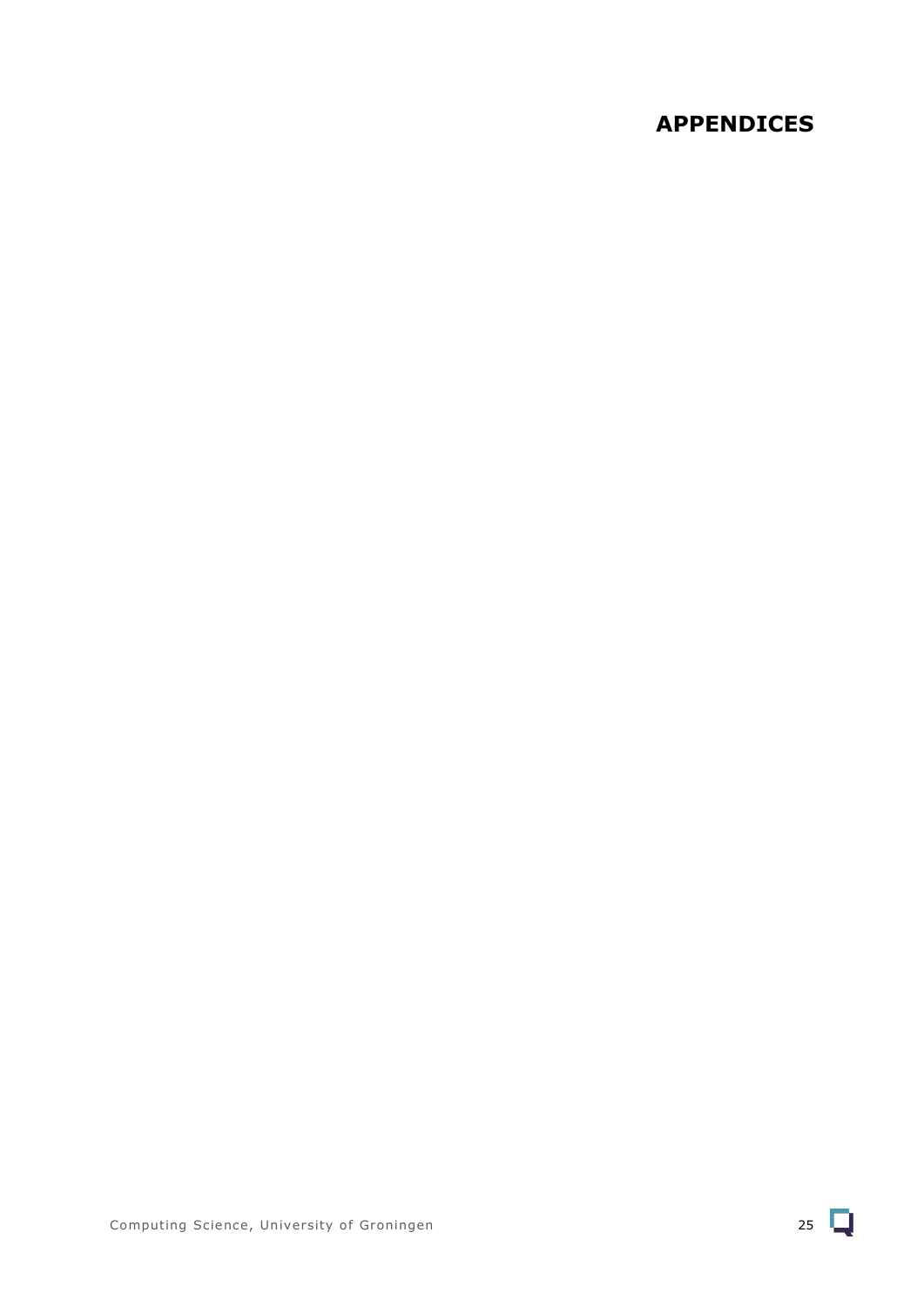# APPENDICES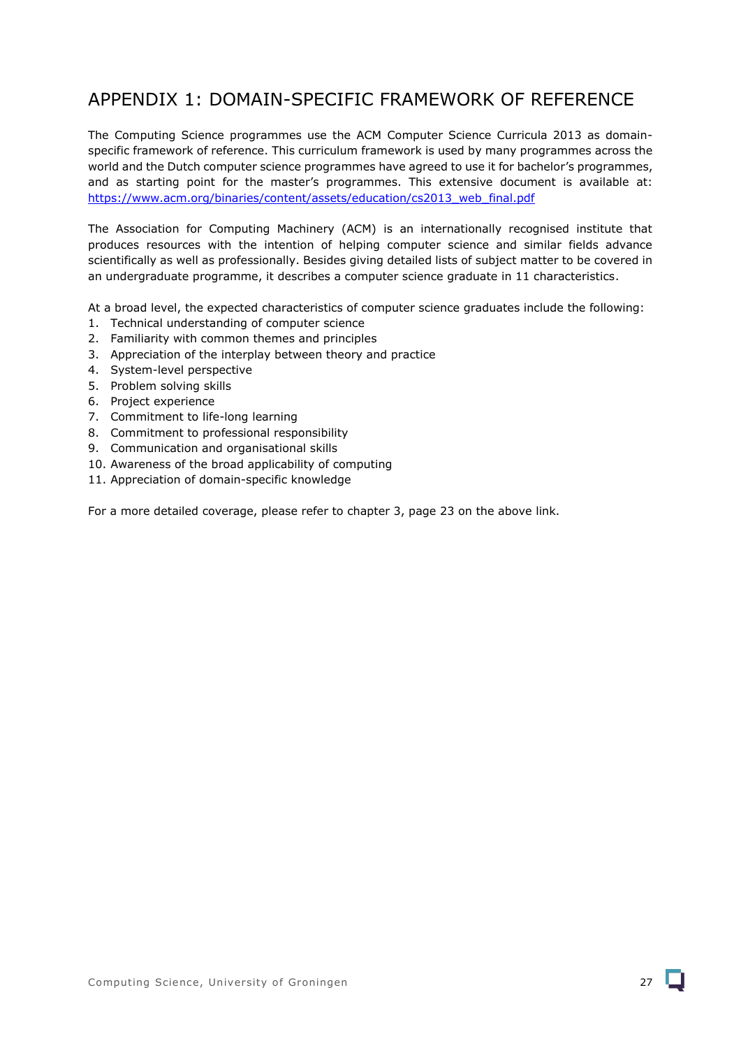# APPENDIX 1: DOMAIN-SPECIFIC FRAMEWORK OF REFERENCE

The Computing Science programmes use the ACM Computer Science Curricula 2013 as domain-specific framework of reference. This curriculum framework is used by many programmes across the world and the Dutch computer science programmes have agreed to use it for bachelor's programmes, and as starting point for the master's programmes. This extensive document is available at: https://www.acm.org/binaries/content/assets/education/cs2013_web_final.pdf

The Association for Computing Machinery (ACM) is an internationally recognised institute that produces resources with the intention of helping computer science and similar fields advance scientifically as well as professionally. Besides giving detailed lists of subject matter to be covered in an undergraduate programme, it describes a computer science graduate in 11 characteristics.

At a broad level, the expected characteristics of computer science graduates include the following:

1. Technical understanding of computer science
2. Familiarity with common themes and principles
3. Appreciation of the interplay between theory and practice
4. System-level perspective
5. Problem solving skills
6. Project experience
7. Commitment to life-long learning
8. Commitment to professional responsibility
9. Communication and organisational skills
10. Awareness of the broad applicability of computing
11. Appreciation of domain-specific knowledge

For a more detailed coverage, please refer to chapter 3, page 23 on the above link.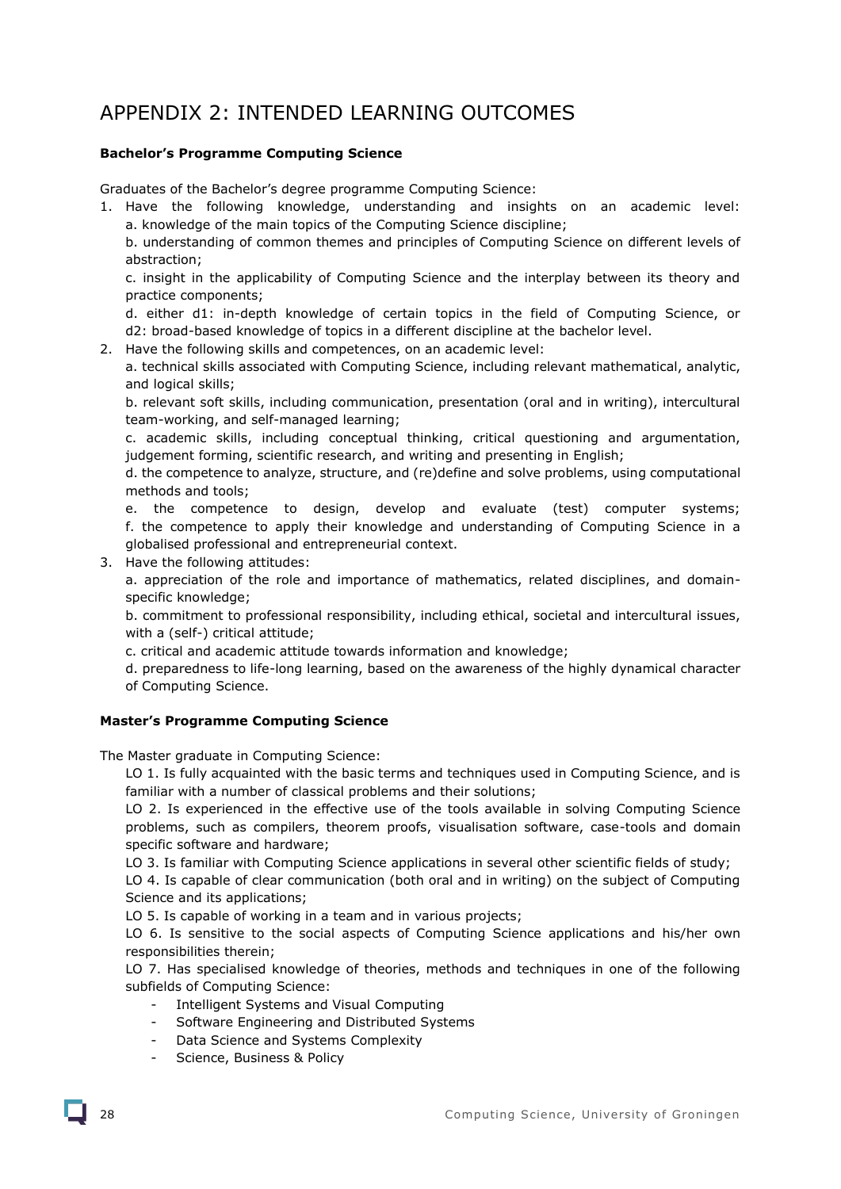# APPENDIX 2: INTENDED LEARNING OUTCOMES

**Bachelor's Programme Computing Science**

Graduates of the Bachelor's degree programme Computing Science:

1. Have the following knowledge, understanding and insights on an academic level:
   a. knowledge of the main topics of the Computing Science discipline;
   b. understanding of common themes and principles of Computing Science on different levels of abstraction;
   c. insight in the applicability of Computing Science and the interplay between its theory and practice components;
   d. either d1: in-depth knowledge of certain topics in the field of Computing Science, or d2: broad-based knowledge of topics in a different discipline at the bachelor level.
2. Have the following skills and competences, on an academic level:
   a. technical skills associated with Computing Science, including relevant mathematical, analytic, and logical skills;
   b. relevant soft skills, including communication, presentation (oral and in writing), intercultural team-working, and self-managed learning;
   c. academic skills, including conceptual thinking, critical questioning and argumentation, judgement forming, scientific research, and writing and presenting in English;
   d. the competence to analyze, structure, and (re)define and solve problems, using computational methods and tools;
   e. the competence to design, develop and evaluate (test) computer systems;
   f. the competence to apply their knowledge and understanding of Computing Science in a globalised professional and entrepreneurial context.
3. Have the following attitudes:
   a. appreciation of the role and importance of mathematics, related disciplines, and domain-specific knowledge;
   b. commitment to professional responsibility, including ethical, societal and intercultural issues, with a (self-) critical attitude;
   c. critical and academic attitude towards information and knowledge;
   d. preparedness to life-long learning, based on the awareness of the highly dynamical character of Computing Science.

**Master's Programme Computing Science**

The Master graduate in Computing Science:

LO 1. Is fully acquainted with the basic terms and techniques used in Computing Science, and is familiar with a number of classical problems and their solutions;

LO 2. Is experienced in the effective use of the tools available in solving Computing Science problems, such as compilers, theorem proofs, visualisation software, case-tools and domain specific software and hardware;

LO 3. Is familiar with Computing Science applications in several other scientific fields of study;

LO 4. Is capable of clear communication (both oral and in writing) on the subject of Computing Science and its applications;

LO 5. Is capable of working in a team and in various projects;

LO 6. Is sensitive to the social aspects of Computing Science applications and his/her own responsibilities therein;

LO 7. Has specialised knowledge of theories, methods and techniques in one of the following subfields of Computing Science:

- Intelligent Systems and Visual Computing
- Software Engineering and Distributed Systems
- Data Science and Systems Complexity
- Science, Business & Policy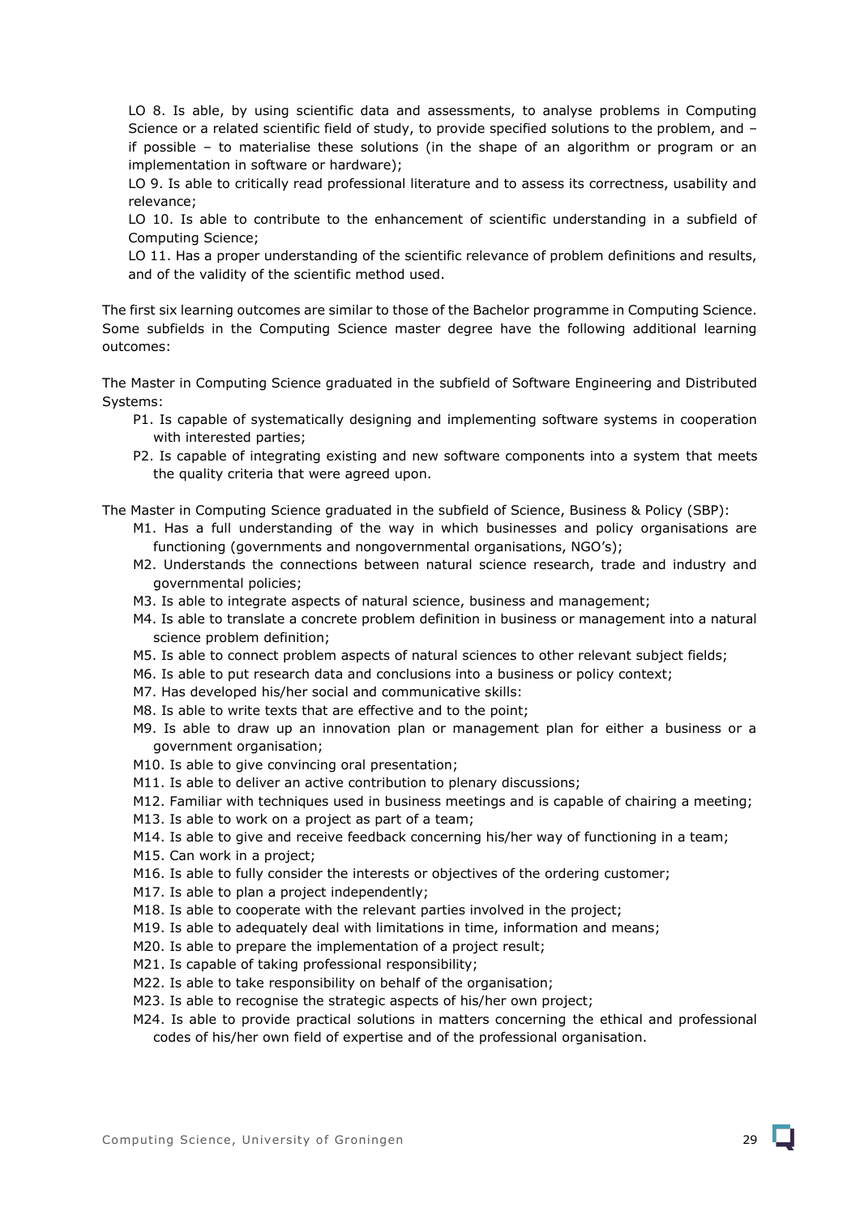LO 8. Is able, by using scientific data and assessments, to analyse problems in Computing Science or a related scientific field of study, to provide specified solutions to the problem, and – if possible – to materialise these solutions (in the shape of an algorithm or program or an implementation in software or hardware);

LO 9. Is able to critically read professional literature and to assess its correctness, usability and relevance;

LO 10. Is able to contribute to the enhancement of scientific understanding in a subfield of Computing Science;

LO 11. Has a proper understanding of the scientific relevance of problem definitions and results, and of the validity of the scientific method used.

The first six learning outcomes are similar to those of the Bachelor programme in Computing Science. Some subfields in the Computing Science master degree have the following additional learning outcomes:

The Master in Computing Science graduated in the subfield of Software Engineering and Distributed Systems:

- P1. Is capable of systematically designing and implementing software systems in cooperation with interested parties;
- P2. Is capable of integrating existing and new software components into a system that meets the quality criteria that were agreed upon.

The Master in Computing Science graduated in the subfield of Science, Business & Policy (SBP):

- M1. Has a full understanding of the way in which businesses and policy organisations are functioning (governments and nongovernmental organisations, NGO's);
- M2. Understands the connections between natural science research, trade and industry and governmental policies;
- M3. Is able to integrate aspects of natural science, business and management;
- M4. Is able to translate a concrete problem definition in business or management into a natural science problem definition;
- M5. Is able to connect problem aspects of natural sciences to other relevant subject fields;
- M6. Is able to put research data and conclusions into a business or policy context;
- M7. Has developed his/her social and communicative skills:
- M8. Is able to write texts that are effective and to the point;
- M9. Is able to draw up an innovation plan or management plan for either a business or a government organisation;
- M10. Is able to give convincing oral presentation;
- M11. Is able to deliver an active contribution to plenary discussions;
- M12. Familiar with techniques used in business meetings and is capable of chairing a meeting;
- M13. Is able to work on a project as part of a team;
- M14. Is able to give and receive feedback concerning his/her way of functioning in a team;
- M15. Can work in a project;
- M16. Is able to fully consider the interests or objectives of the ordering customer;
- M17. Is able to plan a project independently;
- M18. Is able to cooperate with the relevant parties involved in the project;
- M19. Is able to adequately deal with limitations in time, information and means;
- M20. Is able to prepare the implementation of a project result;
- M21. Is capable of taking professional responsibility;
- M22. Is able to take responsibility on behalf of the organisation;
- M23. Is able to recognise the strategic aspects of his/her own project;
- M24. Is able to provide practical solutions in matters concerning the ethical and professional codes of his/her own field of expertise and of the professional organisation.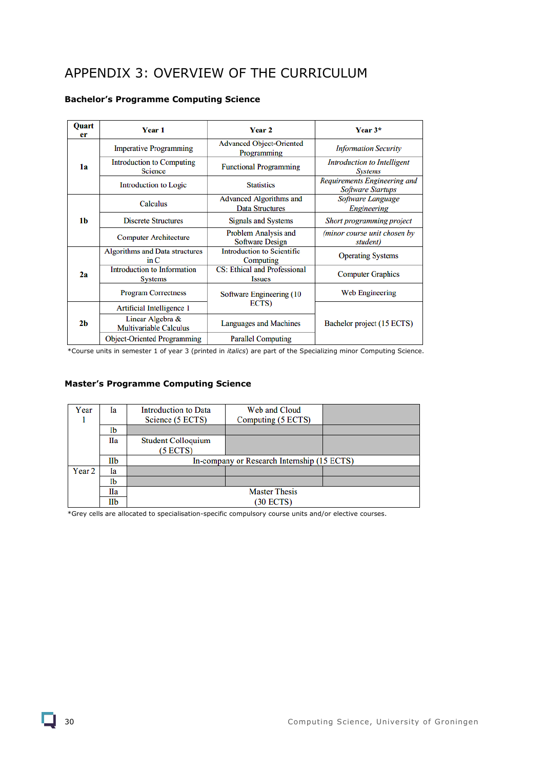# APPENDIX 3: OVERVIEW OF THE CURRICULUM

### Bachelor's Programme Computing Science

| Quarter | Year 1 | Year 2 | Year 3* |
|---|---|---|---|
| 1a | Imperative Programming | Advanced Object-Oriented Programming | *Information Security* |
| | Introduction to Computing Science | Functional Programming | *Introduction to Intelligent Systems* |
| | Introduction to Logic | Statistics | *Requirements Engineering and Software Startups* |
| 1b | Calculus | Advanced Algorithms and Data Structures | *Software Language Engineering* |
| | Discrete Structures | Signals and Systems | *Short programming project* |
| | Computer Architecture | Problem Analysis and Software Design | *(minor course unit chosen by student)* |
| 2a | Algorithms and Data structures in C | Introduction to Scientific Computing | Operating Systems |
| | Introduction to Information Systems | CS: Ethical and Professional Issues | Computer Graphics |
| | Program Correctness | Software Engineering (10 ECTS) | Web Engineering |
| 2b | Artificial Intelligence 1 | | Bachelor project (15 ECTS) |
| | Linear Algebra & Multivariable Calculus | Languages and Machines | |
| | Object-Oriented Programming | Parallel Computing | |

*Course units in semester 1 of year 3 (printed in *italics*) are part of the Specializing minor Computing Science.

### Master's Programme Computing Science

| Year | Quarter | | | |
|---|---|---|---|---|
| Year 1 | Ia | Introduction to Data Science (5 ECTS) | Web and Cloud Computing (5 ECTS) | |
| | Ib | | | |
| | IIa | Student Colloquium (5 ECTS) | | |
| | IIb | In-company or Research Internship (15 ECTS) | | |
| Year 2 | Ia | | | |
| | Ib | | | |
| | IIa | Master Thesis (30 ECTS) | | |
| | IIb | | | |

*Grey cells are allocated to specialisation-specific compulsory course units and/or elective courses.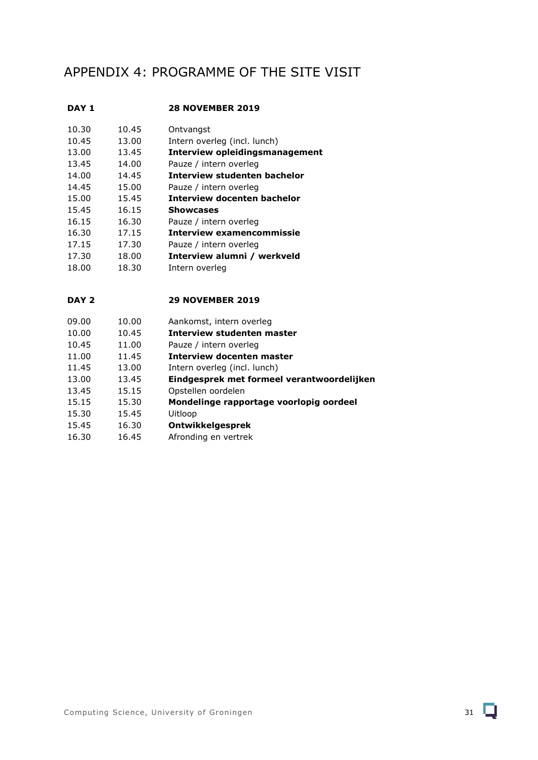# APPENDIX 4: PROGRAMME OF THE SITE VISIT

| **DAY 1** | | **28 NOVEMBER 2019** |
|---|---|---|
| 10.30 | 10.45 | Ontvangst |
| 10.45 | 13.00 | Intern overleg (incl. lunch) |
| 13.00 | 13.45 | **Interview opleidingsmanagement** |
| 13.45 | 14.00 | Pauze / intern overleg |
| 14.00 | 14.45 | **Interview studenten bachelor** |
| 14.45 | 15.00 | Pauze / intern overleg |
| 15.00 | 15.45 | **Interview docenten bachelor** |
| 15.45 | 16.15 | **Showcases** |
| 16.15 | 16.30 | Pauze / intern overleg |
| 16.30 | 17.15 | **Interview examencommissie** |
| 17.15 | 17.30 | Pauze / intern overleg |
| 17.30 | 18.00 | **Interview alumni / werkveld** |
| 18.00 | 18.30 | Intern overleg |

| **DAY 2** | | **29 NOVEMBER 2019** |
|---|---|---|
| 09.00 | 10.00 | Aankomst, intern overleg |
| 10.00 | 10.45 | **Interview studenten master** |
| 10.45 | 11.00 | Pauze / intern overleg |
| 11.00 | 11.45 | **Interview docenten master** |
| 11.45 | 13.00 | Intern overleg (incl. lunch) |
| 13.00 | 13.45 | **Eindgesprek met formeel verantwoordelijken** |
| 13.45 | 15.15 | Opstellen oordelen |
| 15.15 | 15.30 | **Mondelinge rapportage voorlopig oordeel** |
| 15.30 | 15.45 | Uitloop |
| 15.45 | 16.30 | **Ontwikkelgesprek** |
| 16.30 | 16.45 | Afronding en vertrek |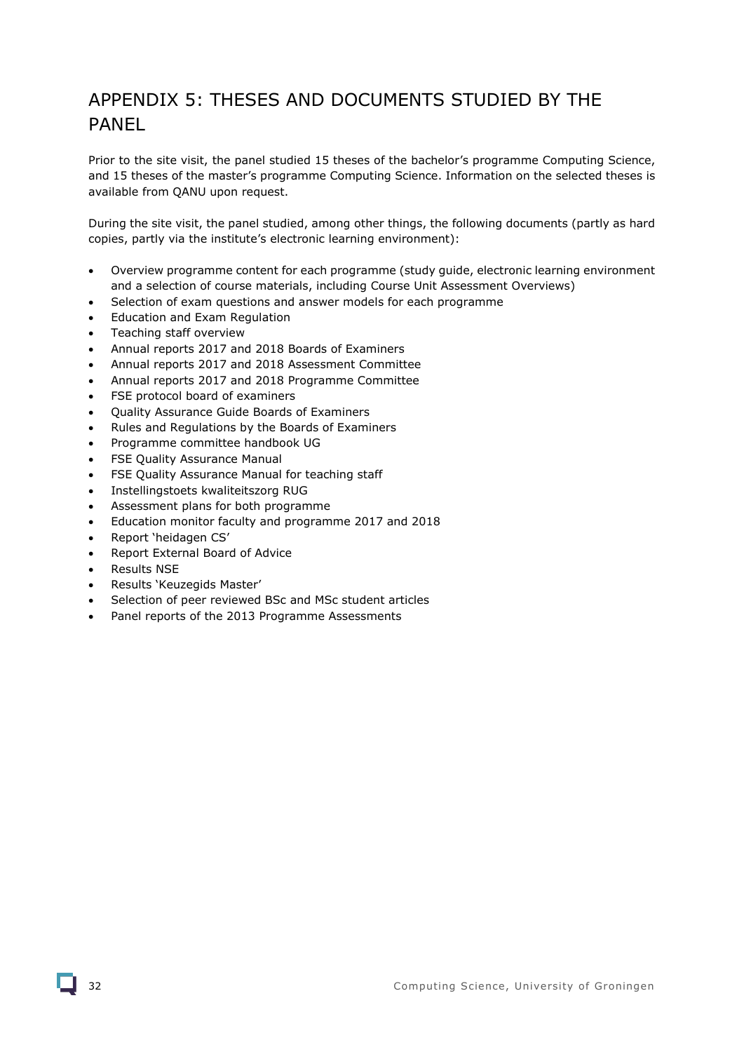# APPENDIX 5: THESES AND DOCUMENTS STUDIED BY THE PANEL

Prior to the site visit, the panel studied 15 theses of the bachelor's programme Computing Science, and 15 theses of the master's programme Computing Science. Information on the selected theses is available from QANU upon request.

During the site visit, the panel studied, among other things, the following documents (partly as hard copies, partly via the institute's electronic learning environment):

- Overview programme content for each programme (study guide, electronic learning environment and a selection of course materials, including Course Unit Assessment Overviews)
- Selection of exam questions and answer models for each programme
- Education and Exam Regulation
- Teaching staff overview
- Annual reports 2017 and 2018 Boards of Examiners
- Annual reports 2017 and 2018 Assessment Committee
- Annual reports 2017 and 2018 Programme Committee
- FSE protocol board of examiners
- Quality Assurance Guide Boards of Examiners
- Rules and Regulations by the Boards of Examiners
- Programme committee handbook UG
- FSE Quality Assurance Manual
- FSE Quality Assurance Manual for teaching staff
- Instellingstoets kwaliteitszorg RUG
- Assessment plans for both programme
- Education monitor faculty and programme 2017 and 2018
- Report 'heidagen CS'
- Report External Board of Advice
- Results NSE
- Results 'Keuzegids Master'
- Selection of peer reviewed BSc and MSc student articles
- Panel reports of the 2013 Programme Assessments